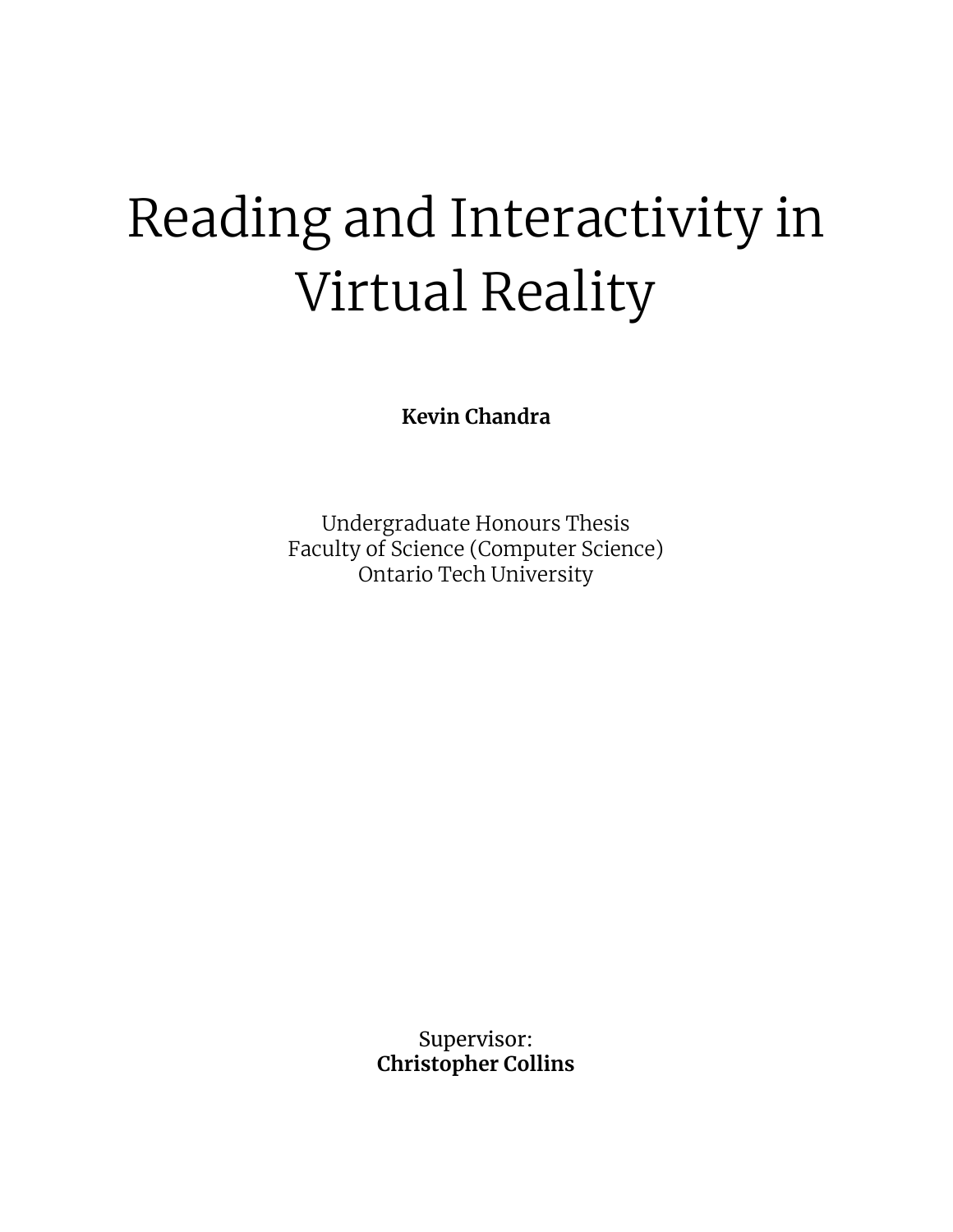# Reading and Interactivity in Virtual Reality

**Kevin Chandra**

Undergraduate Honours Thesis
Faculty of Science (Computer Science)
Ontario Tech University

Supervisor:
**Christopher Collins**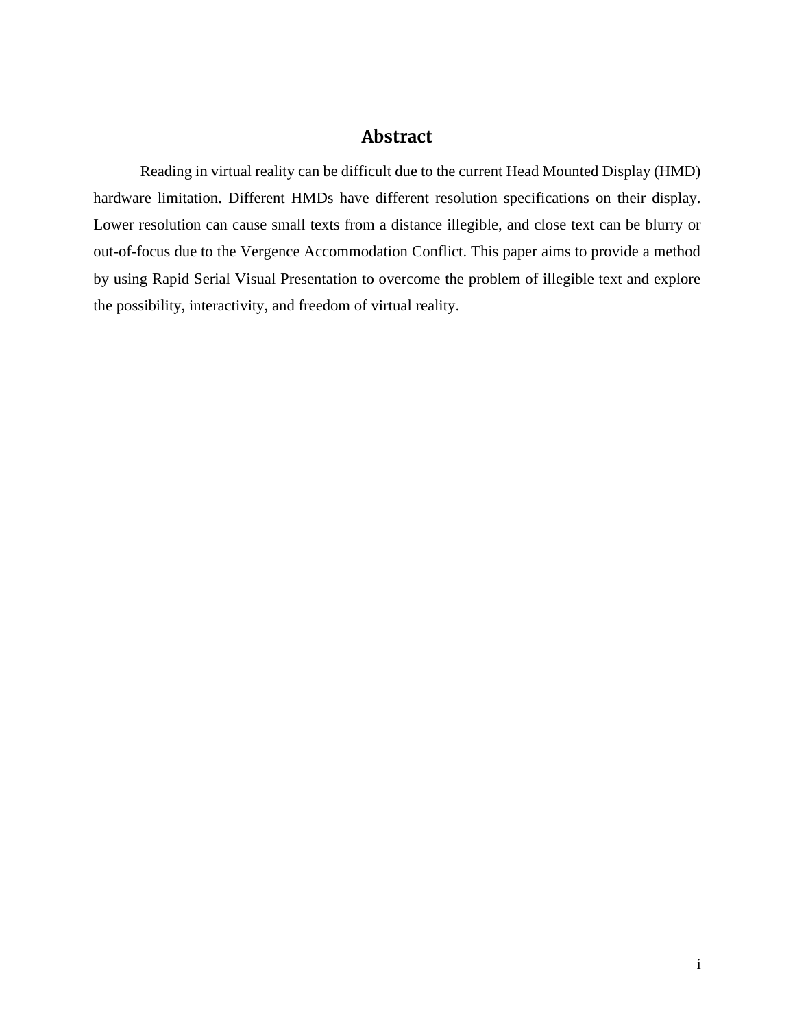# Abstract

Reading in virtual reality can be difficult due to the current Head Mounted Display (HMD) hardware limitation. Different HMDs have different resolution specifications on their display. Lower resolution can cause small texts from a distance illegible, and close text can be blurry or out-of-focus due to the Vergence Accommodation Conflict. This paper aims to provide a method by using Rapid Serial Visual Presentation to overcome the problem of illegible text and explore the possibility, interactivity, and freedom of virtual reality.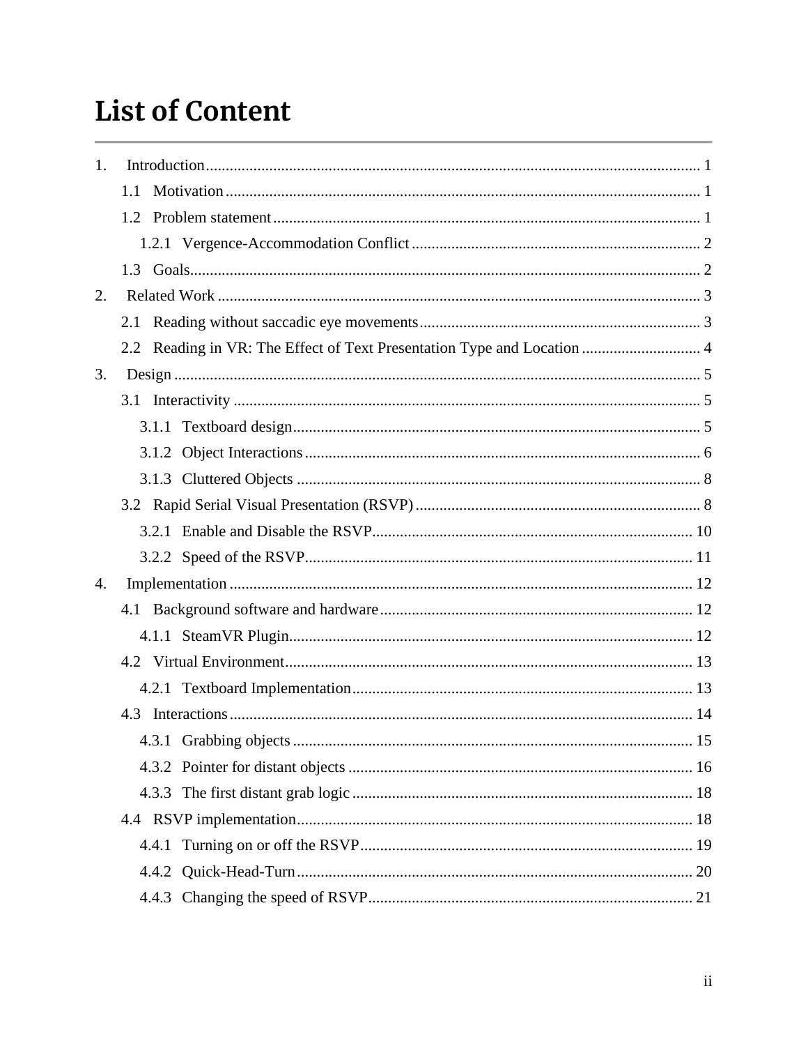# List of Content

1. Introduction ........ 1
   - 1.1 Motivation ........ 1
   - 1.2 Problem statement ........ 1
     - 1.2.1 Vergence-Accommodation Conflict ........ 2
   - 1.3 Goals ........ 2
2. Related Work ........ 3
   - 2.1 Reading without saccadic eye movements ........ 3
   - 2.2 Reading in VR: The Effect of Text Presentation Type and Location ........ 4
3. Design ........ 5
   - 3.1 Interactivity ........ 5
     - 3.1.1 Textboard design ........ 5
     - 3.1.2 Object Interactions ........ 6
     - 3.1.3 Cluttered Objects ........ 8
   - 3.2 Rapid Serial Visual Presentation (RSVP) ........ 8
     - 3.2.1 Enable and Disable the RSVP ........ 10
     - 3.2.2 Speed of the RSVP ........ 11
4. Implementation ........ 12
   - 4.1 Background software and hardware ........ 12
     - 4.1.1 SteamVR Plugin ........ 12
   - 4.2 Virtual Environment ........ 13
     - 4.2.1 Textboard Implementation ........ 13
   - 4.3 Interactions ........ 14
     - 4.3.1 Grabbing objects ........ 15
     - 4.3.2 Pointer for distant objects ........ 16
     - 4.3.3 The first distant grab logic ........ 18
   - 4.4 RSVP implementation ........ 18
     - 4.4.1 Turning on or off the RSVP ........ 19
     - 4.4.2 Quick-Head-Turn ........ 20
     - 4.4.3 Changing the speed of RSVP ........ 21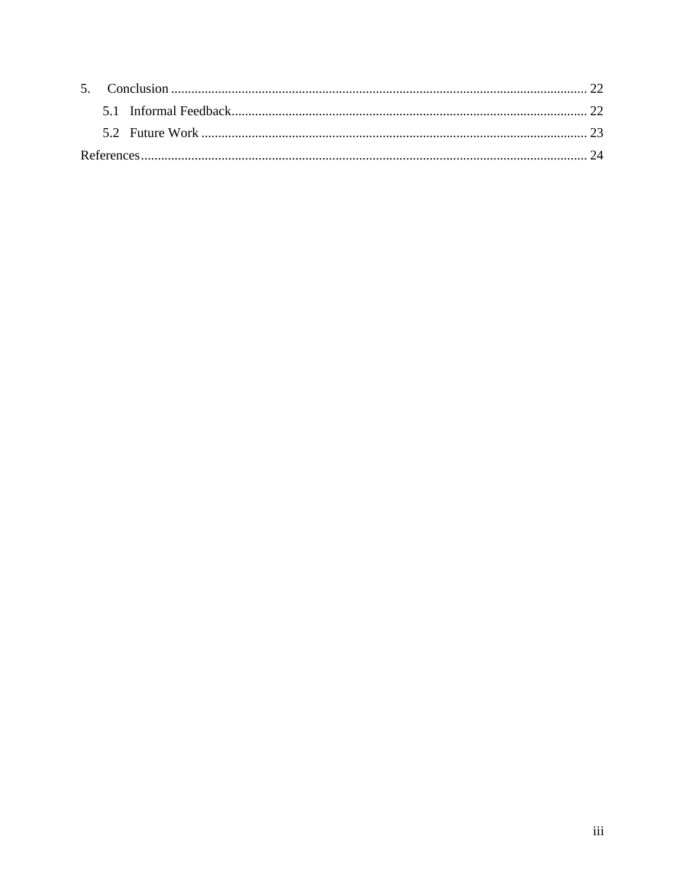5. Conclusion ........................................................................................................................ 22

   5.1 Informal Feedback...................................................................................................... 22

   5.2 Future Work ............................................................................................................... 23

References................................................................................................................................. 24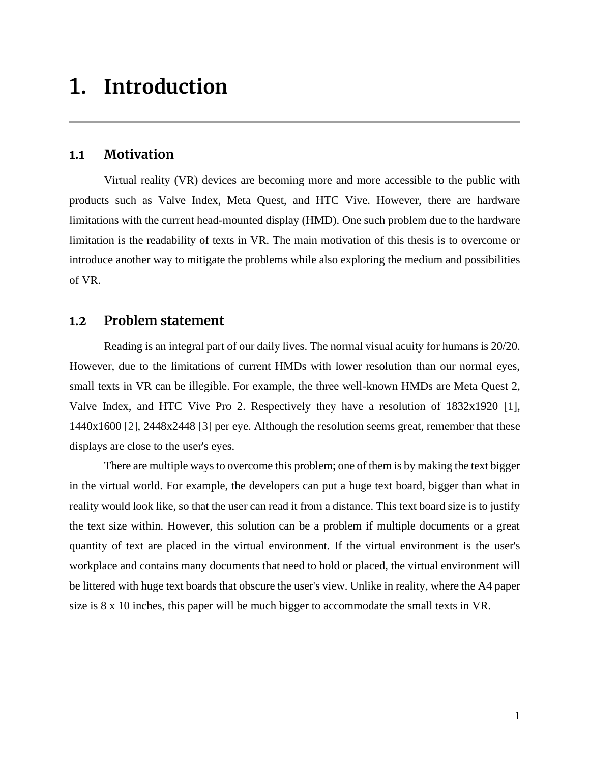# 1. Introduction

## 1.1 Motivation

Virtual reality (VR) devices are becoming more and more accessible to the public with products such as Valve Index, Meta Quest, and HTC Vive. However, there are hardware limitations with the current head-mounted display (HMD). One such problem due to the hardware limitation is the readability of texts in VR. The main motivation of this thesis is to overcome or introduce another way to mitigate the problems while also exploring the medium and possibilities of VR.

## 1.2 Problem statement

Reading is an integral part of our daily lives. The normal visual acuity for humans is 20/20. However, due to the limitations of current HMDs with lower resolution than our normal eyes, small texts in VR can be illegible. For example, the three well-known HMDs are Meta Quest 2, Valve Index, and HTC Vive Pro 2. Respectively they have a resolution of 1832x1920 [1], 1440x1600 [2], 2448x2448 [3] per eye. Although the resolution seems great, remember that these displays are close to the user's eyes.

There are multiple ways to overcome this problem; one of them is by making the text bigger in the virtual world. For example, the developers can put a huge text board, bigger than what in reality would look like, so that the user can read it from a distance. This text board size is to justify the text size within. However, this solution can be a problem if multiple documents or a great quantity of text are placed in the virtual environment. If the virtual environment is the user's workplace and contains many documents that need to hold or placed, the virtual environment will be littered with huge text boards that obscure the user's view. Unlike in reality, where the A4 paper size is 8 x 10 inches, this paper will be much bigger to accommodate the small texts in VR.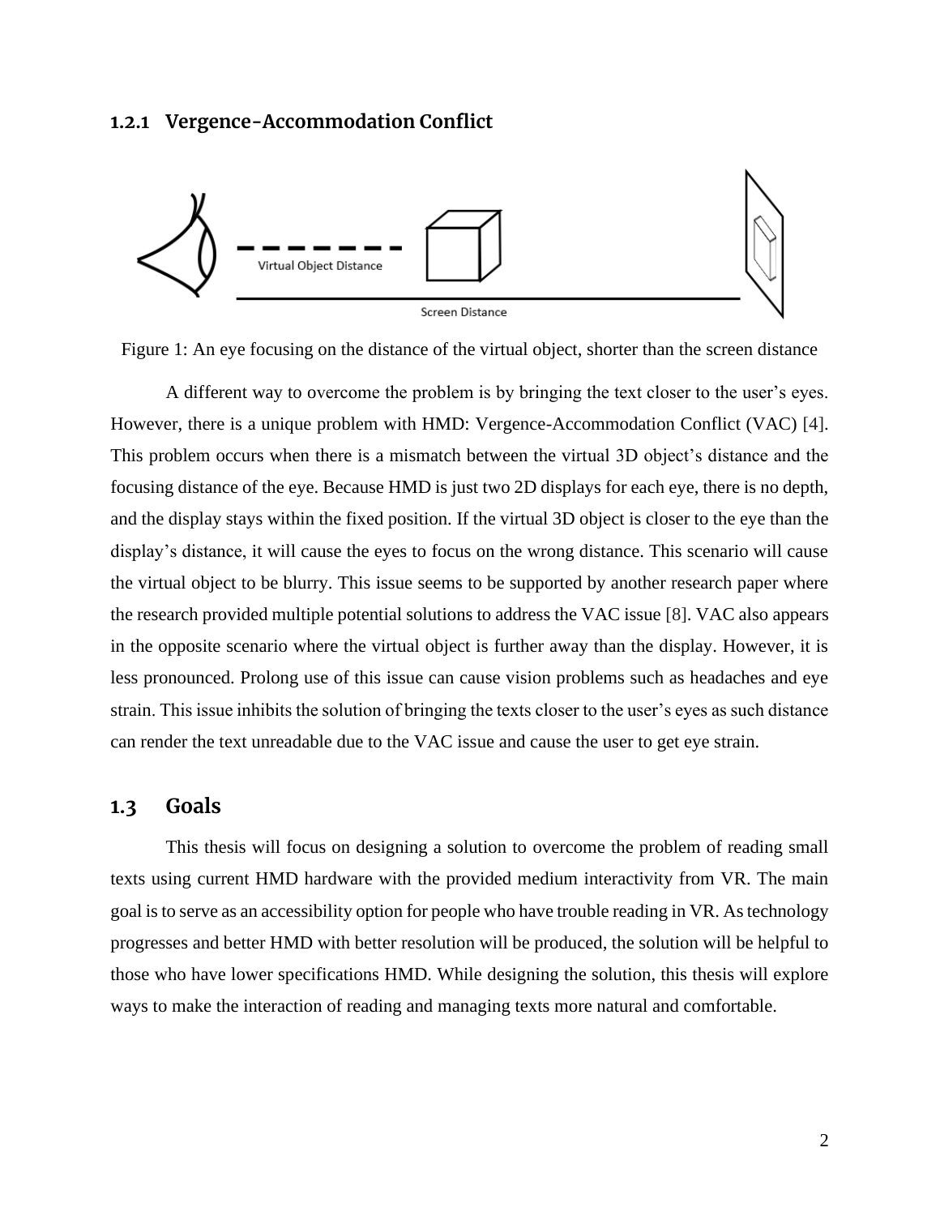### 1.2.1 Vergence-Accommodation Conflict

Virtual Object Distance

Screen Distance

Figure 1: An eye focusing on the distance of the virtual object, shorter than the screen distance

A different way to overcome the problem is by bringing the text closer to the user's eyes. However, there is a unique problem with HMD: Vergence-Accommodation Conflict (VAC) [4]. This problem occurs when there is a mismatch between the virtual 3D object's distance and the focusing distance of the eye. Because HMD is just two 2D displays for each eye, there is no depth, and the display stays within the fixed position. If the virtual 3D object is closer to the eye than the display's distance, it will cause the eyes to focus on the wrong distance. This scenario will cause the virtual object to be blurry. This issue seems to be supported by another research paper where the research provided multiple potential solutions to address the VAC issue [8]. VAC also appears in the opposite scenario where the virtual object is further away than the display. However, it is less pronounced. Prolong use of this issue can cause vision problems such as headaches and eye strain. This issue inhibits the solution of bringing the texts closer to the user's eyes as such distance can render the text unreadable due to the VAC issue and cause the user to get eye strain.

## 1.3 Goals

This thesis will focus on designing a solution to overcome the problem of reading small texts using current HMD hardware with the provided medium interactivity from VR. The main goal is to serve as an accessibility option for people who have trouble reading in VR. As technology progresses and better HMD with better resolution will be produced, the solution will be helpful to those who have lower specifications HMD. While designing the solution, this thesis will explore ways to make the interaction of reading and managing texts more natural and comfortable.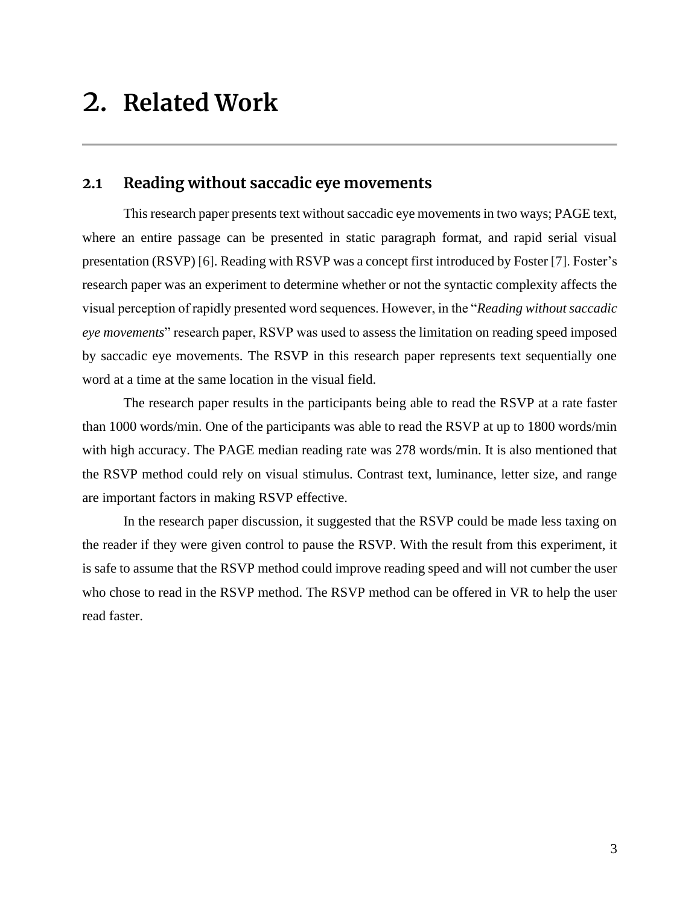# 2. Related Work

## 2.1 Reading without saccadic eye movements

This research paper presents text without saccadic eye movements in two ways; PAGE text, where an entire passage can be presented in static paragraph format, and rapid serial visual presentation (RSVP) [6]. Reading with RSVP was a concept first introduced by Foster [7]. Foster's research paper was an experiment to determine whether or not the syntactic complexity affects the visual perception of rapidly presented word sequences. However, in the "*Reading without saccadic eye movements*" research paper, RSVP was used to assess the limitation on reading speed imposed by saccadic eye movements. The RSVP in this research paper represents text sequentially one word at a time at the same location in the visual field.

The research paper results in the participants being able to read the RSVP at a rate faster than 1000 words/min. One of the participants was able to read the RSVP at up to 1800 words/min with high accuracy. The PAGE median reading rate was 278 words/min. It is also mentioned that the RSVP method could rely on visual stimulus. Contrast text, luminance, letter size, and range are important factors in making RSVP effective.

In the research paper discussion, it suggested that the RSVP could be made less taxing on the reader if they were given control to pause the RSVP. With the result from this experiment, it is safe to assume that the RSVP method could improve reading speed and will not cumber the user who chose to read in the RSVP method. The RSVP method can be offered in VR to help the user read faster.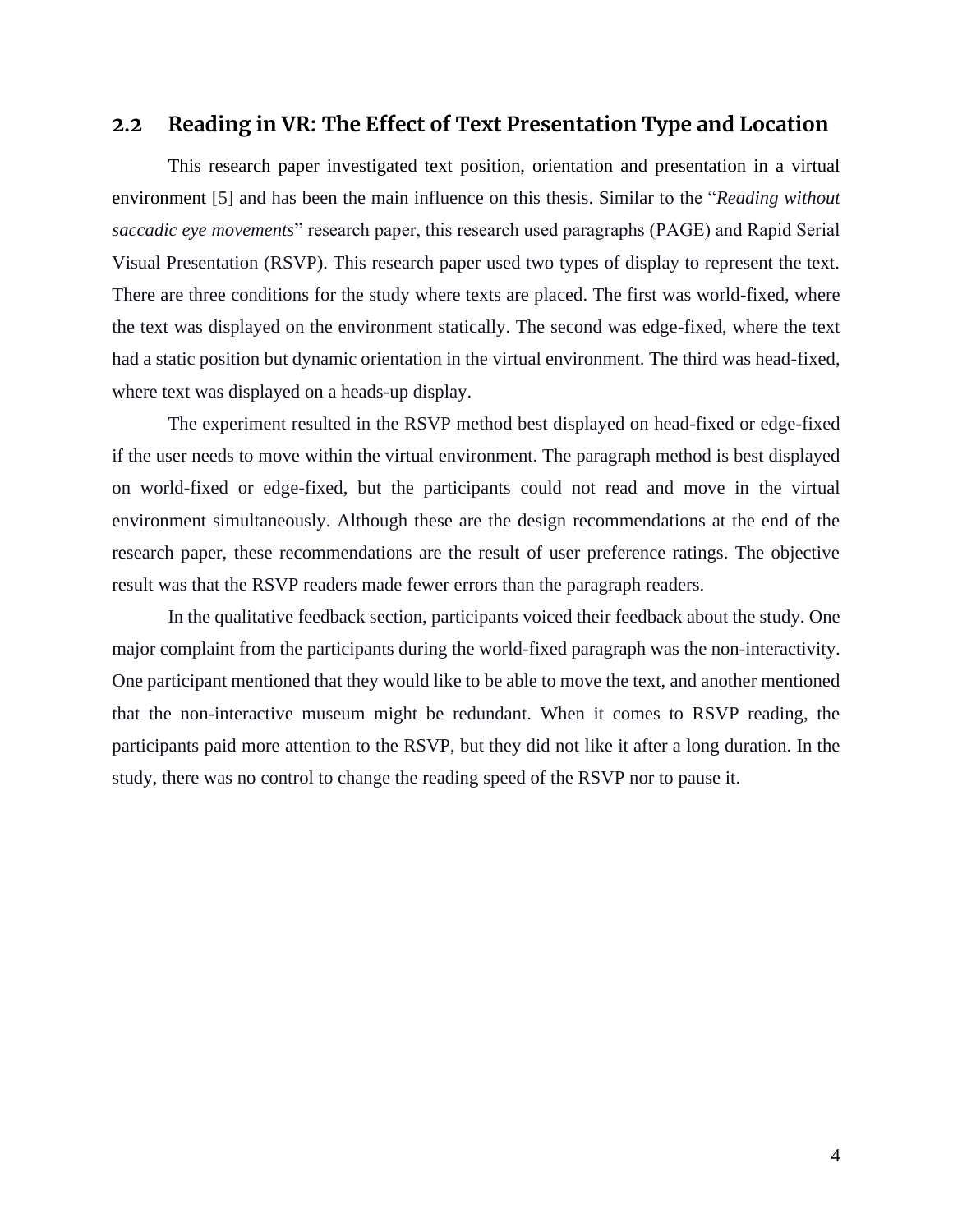## 2.2 Reading in VR: The Effect of Text Presentation Type and Location

This research paper investigated text position, orientation and presentation in a virtual environment [5] and has been the main influence on this thesis. Similar to the "*Reading without saccadic eye movements*" research paper, this research used paragraphs (PAGE) and Rapid Serial Visual Presentation (RSVP). This research paper used two types of display to represent the text. There are three conditions for the study where texts are placed. The first was world-fixed, where the text was displayed on the environment statically. The second was edge-fixed, where the text had a static position but dynamic orientation in the virtual environment. The third was head-fixed, where text was displayed on a heads-up display.

The experiment resulted in the RSVP method best displayed on head-fixed or edge-fixed if the user needs to move within the virtual environment. The paragraph method is best displayed on world-fixed or edge-fixed, but the participants could not read and move in the virtual environment simultaneously. Although these are the design recommendations at the end of the research paper, these recommendations are the result of user preference ratings. The objective result was that the RSVP readers made fewer errors than the paragraph readers.

In the qualitative feedback section, participants voiced their feedback about the study. One major complaint from the participants during the world-fixed paragraph was the non-interactivity. One participant mentioned that they would like to be able to move the text, and another mentioned that the non-interactive museum might be redundant. When it comes to RSVP reading, the participants paid more attention to the RSVP, but they did not like it after a long duration. In the study, there was no control to change the reading speed of the RSVP nor to pause it.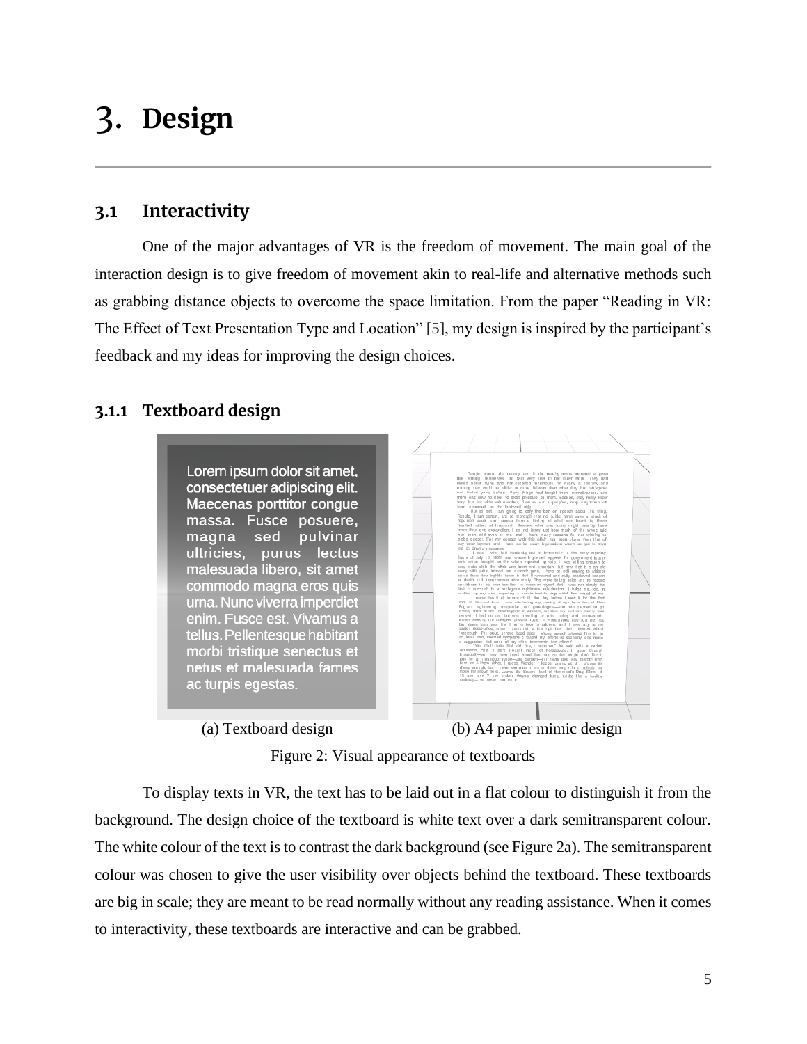# 3. Design

## 3.1 Interactivity

One of the major advantages of VR is the freedom of movement. The main goal of the interaction design is to give freedom of movement akin to real-life and alternative methods such as grabbing distance objects to overcome the space limitation. From the paper "Reading in VR: The Effect of Text Presentation Type and Location" [5], my design is inspired by the participant's feedback and my ideas for improving the design choices.

### 3.1.1 Textboard design

(a) Textboard design

(b) A4 paper mimic design

Figure 2: Visual appearance of textboards

To display texts in VR, the text has to be laid out in a flat colour to distinguish it from the background. The design choice of the textboard is white text over a dark semitransparent colour. The white colour of the text is to contrast the dark background (see Figure 2a). The semitransparent colour was chosen to give the user visibility over objects behind the textboard. These textboards are big in scale; they are meant to be read normally without any reading assistance. When it comes to interactivity, these textboards are interactive and can be grabbed.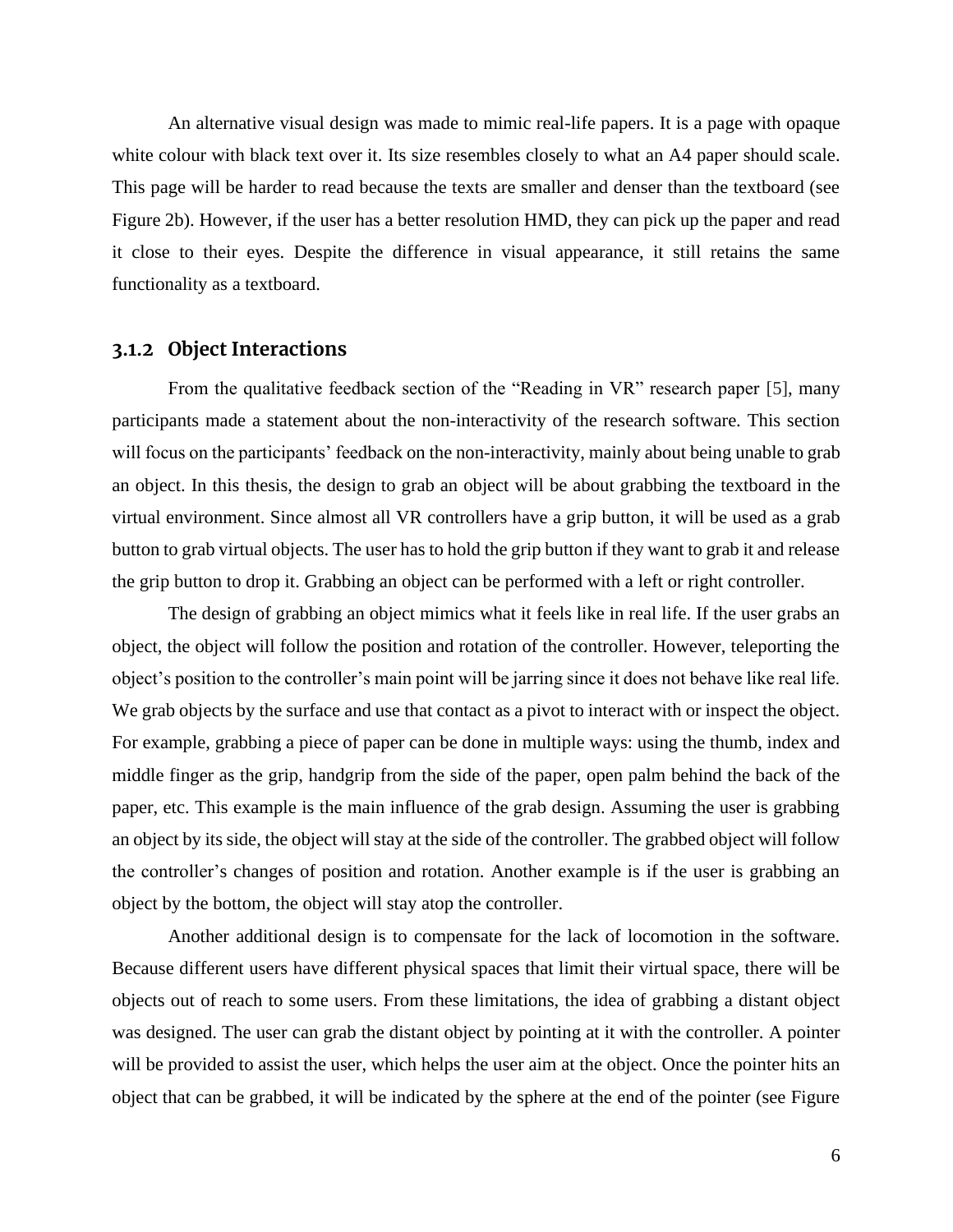An alternative visual design was made to mimic real-life papers. It is a page with opaque white colour with black text over it. Its size resembles closely to what an A4 paper should scale. This page will be harder to read because the texts are smaller and denser than the textboard (see Figure 2b). However, if the user has a better resolution HMD, they can pick up the paper and read it close to their eyes. Despite the difference in visual appearance, it still retains the same functionality as a textboard.

### 3.1.2 Object Interactions

From the qualitative feedback section of the "Reading in VR" research paper [5], many participants made a statement about the non-interactivity of the research software. This section will focus on the participants' feedback on the non-interactivity, mainly about being unable to grab an object. In this thesis, the design to grab an object will be about grabbing the textboard in the virtual environment. Since almost all VR controllers have a grip button, it will be used as a grab button to grab virtual objects. The user has to hold the grip button if they want to grab it and release the grip button to drop it. Grabbing an object can be performed with a left or right controller.

The design of grabbing an object mimics what it feels like in real life. If the user grabs an object, the object will follow the position and rotation of the controller. However, teleporting the object's position to the controller's main point will be jarring since it does not behave like real life. We grab objects by the surface and use that contact as a pivot to interact with or inspect the object. For example, grabbing a piece of paper can be done in multiple ways: using the thumb, index and middle finger as the grip, handgrip from the side of the paper, open palm behind the back of the paper, etc. This example is the main influence of the grab design. Assuming the user is grabbing an object by its side, the object will stay at the side of the controller. The grabbed object will follow the controller's changes of position and rotation. Another example is if the user is grabbing an object by the bottom, the object will stay atop the controller.

Another additional design is to compensate for the lack of locomotion in the software. Because different users have different physical spaces that limit their virtual space, there will be objects out of reach to some users. From these limitations, the idea of grabbing a distant object was designed. The user can grab the distant object by pointing at it with the controller. A pointer will be provided to assist the user, which helps the user aim at the object. Once the pointer hits an object that can be grabbed, it will be indicated by the sphere at the end of the pointer (see Figure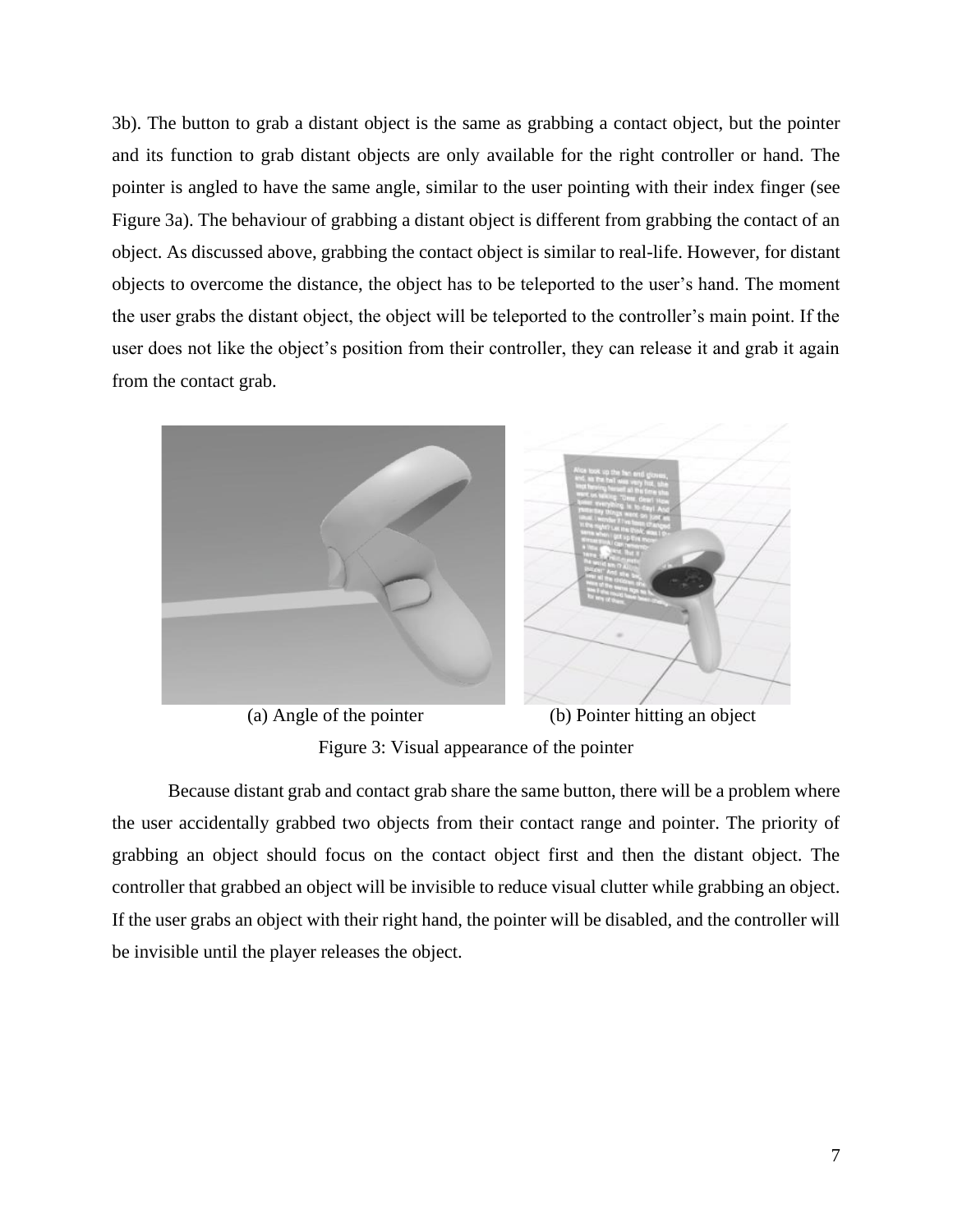3b). The button to grab a distant object is the same as grabbing a contact object, but the pointer and its function to grab distant objects are only available for the right controller or hand. The pointer is angled to have the same angle, similar to the user pointing with their index finger (see Figure 3a). The behaviour of grabbing a distant object is different from grabbing the contact of an object. As discussed above, grabbing the contact object is similar to real-life. However, for distant objects to overcome the distance, the object has to be teleported to the user's hand. The moment the user grabs the distant object, the object will be teleported to the controller's main point. If the user does not like the object's position from their controller, they can release it and grab it again from the contact grab.

(a) Angle of the pointer (b) Pointer hitting an object

Figure 3: Visual appearance of the pointer

Because distant grab and contact grab share the same button, there will be a problem where the user accidentally grabbed two objects from their contact range and pointer. The priority of grabbing an object should focus on the contact object first and then the distant object. The controller that grabbed an object will be invisible to reduce visual clutter while grabbing an object. If the user grabs an object with their right hand, the pointer will be disabled, and the controller will be invisible until the player releases the object.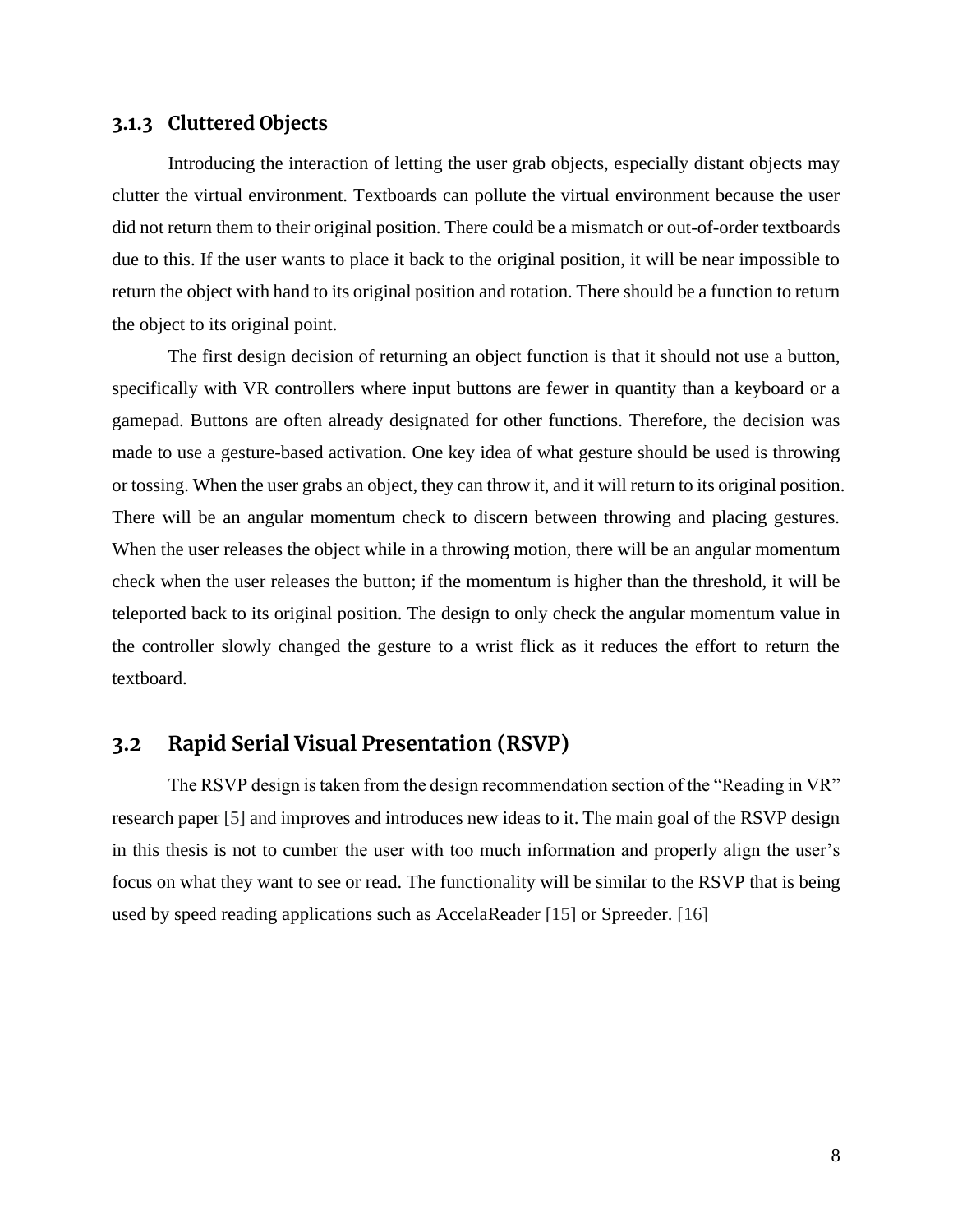### 3.1.3 Cluttered Objects

Introducing the interaction of letting the user grab objects, especially distant objects may clutter the virtual environment. Textboards can pollute the virtual environment because the user did not return them to their original position. There could be a mismatch or out-of-order textboards due to this. If the user wants to place it back to the original position, it will be near impossible to return the object with hand to its original position and rotation. There should be a function to return the object to its original point.

The first design decision of returning an object function is that it should not use a button, specifically with VR controllers where input buttons are fewer in quantity than a keyboard or a gamepad. Buttons are often already designated for other functions. Therefore, the decision was made to use a gesture-based activation. One key idea of what gesture should be used is throwing or tossing. When the user grabs an object, they can throw it, and it will return to its original position. There will be an angular momentum check to discern between throwing and placing gestures. When the user releases the object while in a throwing motion, there will be an angular momentum check when the user releases the button; if the momentum is higher than the threshold, it will be teleported back to its original position. The design to only check the angular momentum value in the controller slowly changed the gesture to a wrist flick as it reduces the effort to return the textboard.

## 3.2 Rapid Serial Visual Presentation (RSVP)

The RSVP design is taken from the design recommendation section of the "Reading in VR" research paper [5] and improves and introduces new ideas to it. The main goal of the RSVP design in this thesis is not to cumber the user with too much information and properly align the user's focus on what they want to see or read. The functionality will be similar to the RSVP that is being used by speed reading applications such as AccelaReader [15] or Spreeder. [16]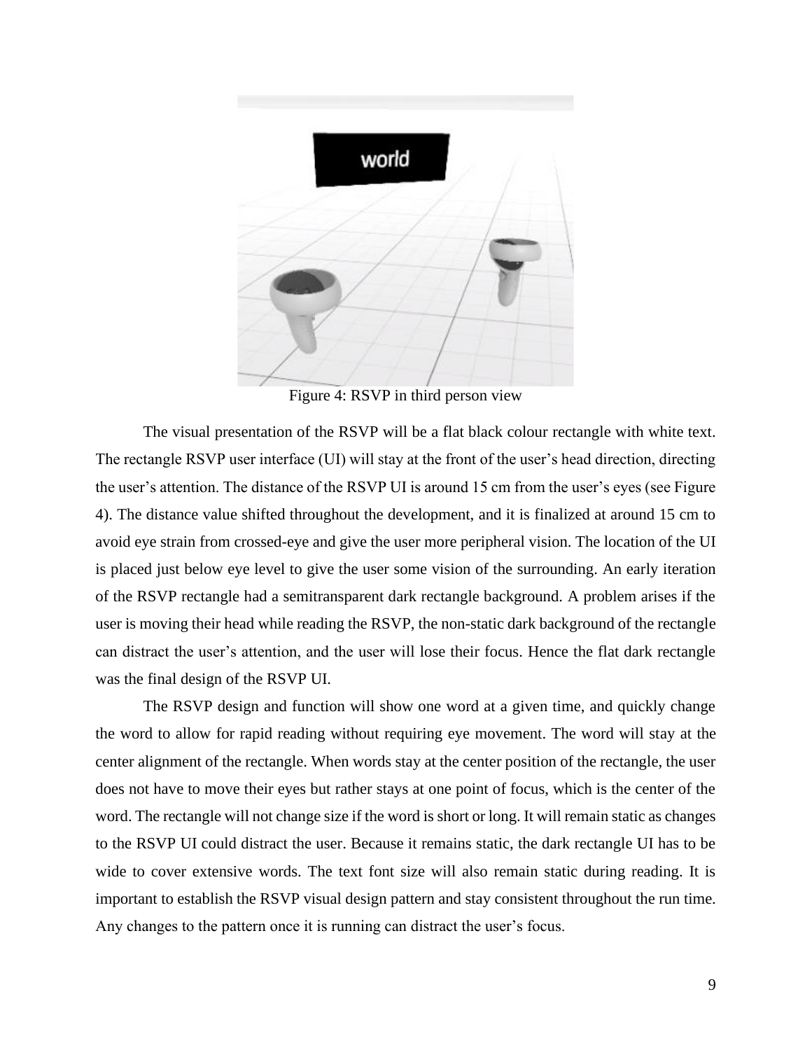Figure 4: RSVP in third person view

The visual presentation of the RSVP will be a flat black colour rectangle with white text. The rectangle RSVP user interface (UI) will stay at the front of the user's head direction, directing the user's attention. The distance of the RSVP UI is around 15 cm from the user's eyes (see Figure 4). The distance value shifted throughout the development, and it is finalized at around 15 cm to avoid eye strain from crossed-eye and give the user more peripheral vision. The location of the UI is placed just below eye level to give the user some vision of the surrounding. An early iteration of the RSVP rectangle had a semitransparent dark rectangle background. A problem arises if the user is moving their head while reading the RSVP, the non-static dark background of the rectangle can distract the user's attention, and the user will lose their focus. Hence the flat dark rectangle was the final design of the RSVP UI.

The RSVP design and function will show one word at a given time, and quickly change the word to allow for rapid reading without requiring eye movement. The word will stay at the center alignment of the rectangle. When words stay at the center position of the rectangle, the user does not have to move their eyes but rather stays at one point of focus, which is the center of the word. The rectangle will not change size if the word is short or long. It will remain static as changes to the RSVP UI could distract the user. Because it remains static, the dark rectangle UI has to be wide to cover extensive words. The text font size will also remain static during reading. It is important to establish the RSVP visual design pattern and stay consistent throughout the run time. Any changes to the pattern once it is running can distract the user's focus.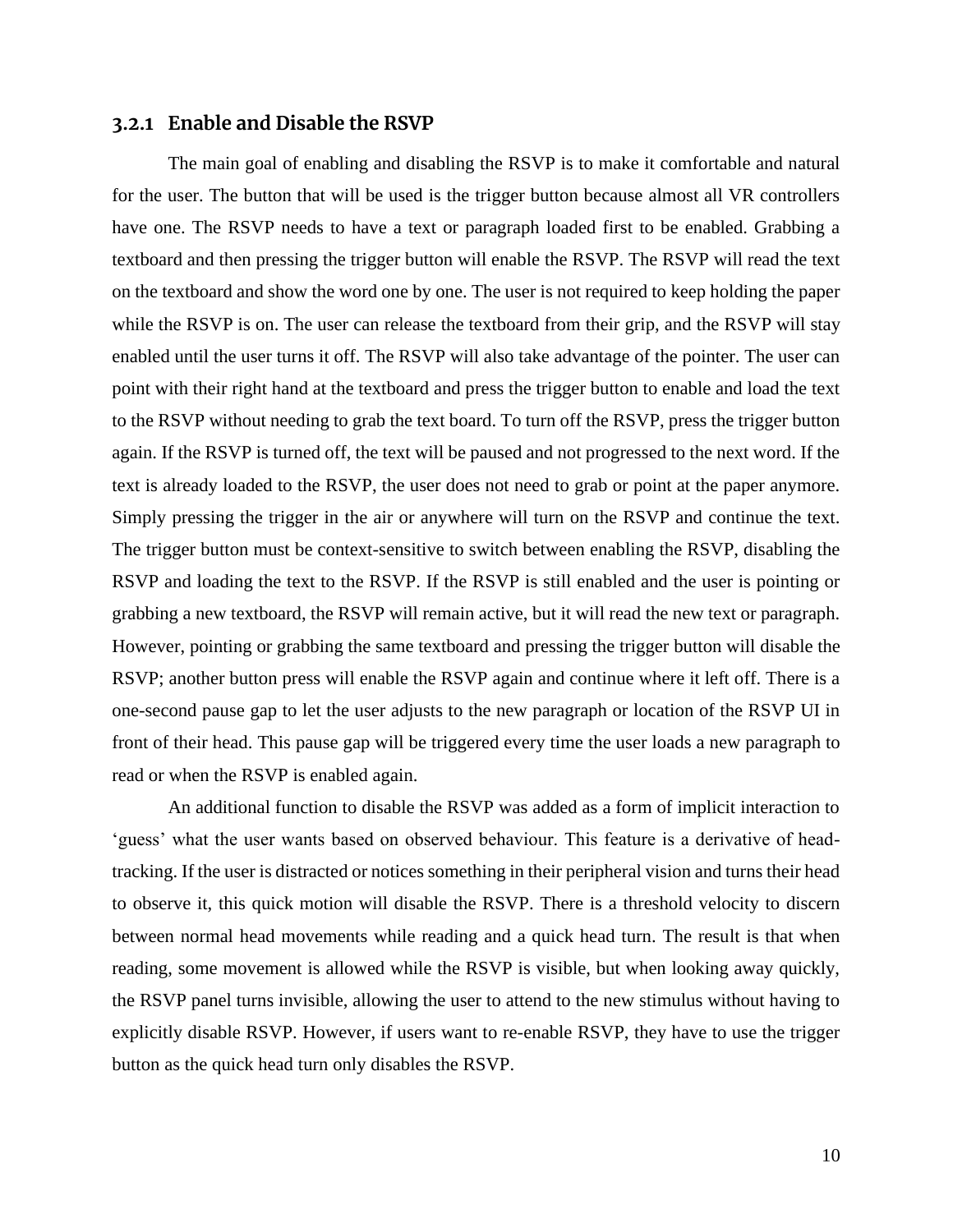### 3.2.1 Enable and Disable the RSVP

The main goal of enabling and disabling the RSVP is to make it comfortable and natural for the user. The button that will be used is the trigger button because almost all VR controllers have one. The RSVP needs to have a text or paragraph loaded first to be enabled. Grabbing a textboard and then pressing the trigger button will enable the RSVP. The RSVP will read the text on the textboard and show the word one by one. The user is not required to keep holding the paper while the RSVP is on. The user can release the textboard from their grip, and the RSVP will stay enabled until the user turns it off. The RSVP will also take advantage of the pointer. The user can point with their right hand at the textboard and press the trigger button to enable and load the text to the RSVP without needing to grab the text board. To turn off the RSVP, press the trigger button again. If the RSVP is turned off, the text will be paused and not progressed to the next word. If the text is already loaded to the RSVP, the user does not need to grab or point at the paper anymore. Simply pressing the trigger in the air or anywhere will turn on the RSVP and continue the text. The trigger button must be context-sensitive to switch between enabling the RSVP, disabling the RSVP and loading the text to the RSVP. If the RSVP is still enabled and the user is pointing or grabbing a new textboard, the RSVP will remain active, but it will read the new text or paragraph. However, pointing or grabbing the same textboard and pressing the trigger button will disable the RSVP; another button press will enable the RSVP again and continue where it left off. There is a one-second pause gap to let the user adjusts to the new paragraph or location of the RSVP UI in front of their head. This pause gap will be triggered every time the user loads a new paragraph to read or when the RSVP is enabled again.

An additional function to disable the RSVP was added as a form of implicit interaction to 'guess' what the user wants based on observed behaviour. This feature is a derivative of head-tracking. If the user is distracted or notices something in their peripheral vision and turns their head to observe it, this quick motion will disable the RSVP. There is a threshold velocity to discern between normal head movements while reading and a quick head turn. The result is that when reading, some movement is allowed while the RSVP is visible, but when looking away quickly, the RSVP panel turns invisible, allowing the user to attend to the new stimulus without having to explicitly disable RSVP. However, if users want to re-enable RSVP, they have to use the trigger button as the quick head turn only disables the RSVP.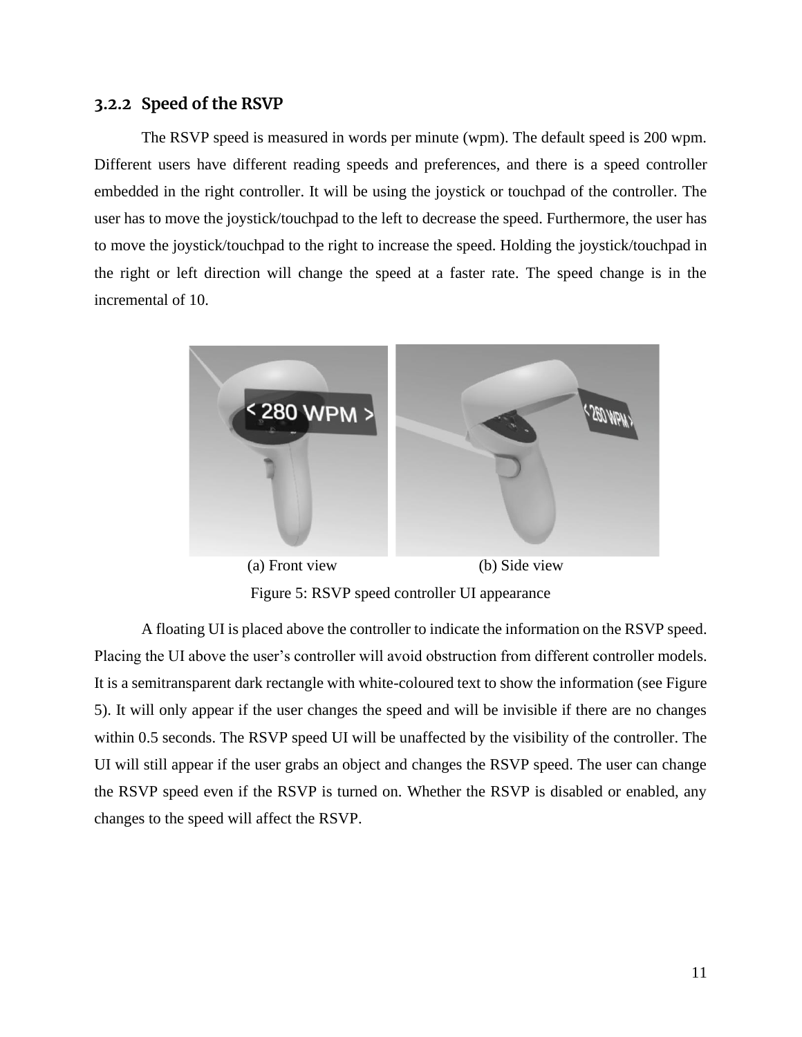### 3.2.2 Speed of the RSVP

The RSVP speed is measured in words per minute (wpm). The default speed is 200 wpm. Different users have different reading speeds and preferences, and there is a speed controller embedded in the right controller. It will be using the joystick or touchpad of the controller. The user has to move the joystick/touchpad to the left to decrease the speed. Furthermore, the user has to move the joystick/touchpad to the right to increase the speed. Holding the joystick/touchpad in the right or left direction will change the speed at a faster rate. The speed change is in the incremental of 10.

(a) Front view (b) Side view

Figure 5: RSVP speed controller UI appearance

A floating UI is placed above the controller to indicate the information on the RSVP speed. Placing the UI above the user's controller will avoid obstruction from different controller models. It is a semitransparent dark rectangle with white-coloured text to show the information (see Figure 5). It will only appear if the user changes the speed and will be invisible if there are no changes within 0.5 seconds. The RSVP speed UI will be unaffected by the visibility of the controller. The UI will still appear if the user grabs an object and changes the RSVP speed. The user can change the RSVP speed even if the RSVP is turned on. Whether the RSVP is disabled or enabled, any changes to the speed will affect the RSVP.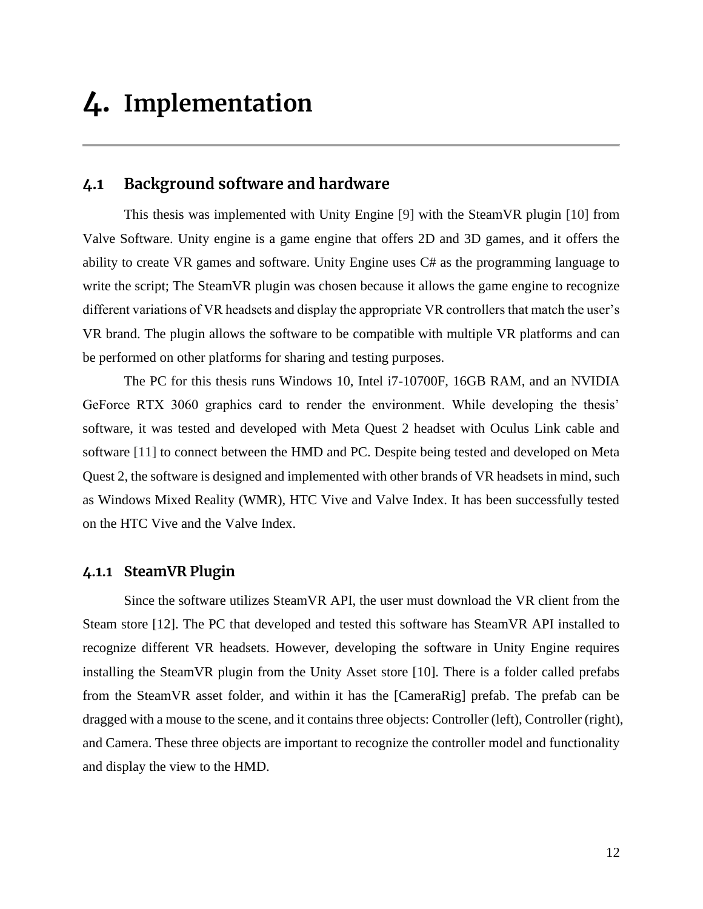# 4. Implementation

## 4.1 Background software and hardware

This thesis was implemented with Unity Engine [9] with the SteamVR plugin [10] from Valve Software. Unity engine is a game engine that offers 2D and 3D games, and it offers the ability to create VR games and software. Unity Engine uses C# as the programming language to write the script; The SteamVR plugin was chosen because it allows the game engine to recognize different variations of VR headsets and display the appropriate VR controllers that match the user's VR brand. The plugin allows the software to be compatible with multiple VR platforms and can be performed on other platforms for sharing and testing purposes.

The PC for this thesis runs Windows 10, Intel i7-10700F, 16GB RAM, and an NVIDIA GeForce RTX 3060 graphics card to render the environment. While developing the thesis' software, it was tested and developed with Meta Quest 2 headset with Oculus Link cable and software [11] to connect between the HMD and PC. Despite being tested and developed on Meta Quest 2, the software is designed and implemented with other brands of VR headsets in mind, such as Windows Mixed Reality (WMR), HTC Vive and Valve Index. It has been successfully tested on the HTC Vive and the Valve Index.

### 4.1.1 SteamVR Plugin

Since the software utilizes SteamVR API, the user must download the VR client from the Steam store [12]. The PC that developed and tested this software has SteamVR API installed to recognize different VR headsets. However, developing the software in Unity Engine requires installing the SteamVR plugin from the Unity Asset store [10]. There is a folder called prefabs from the SteamVR asset folder, and within it has the [CameraRig] prefab. The prefab can be dragged with a mouse to the scene, and it contains three objects: Controller (left), Controller (right), and Camera. These three objects are important to recognize the controller model and functionality and display the view to the HMD.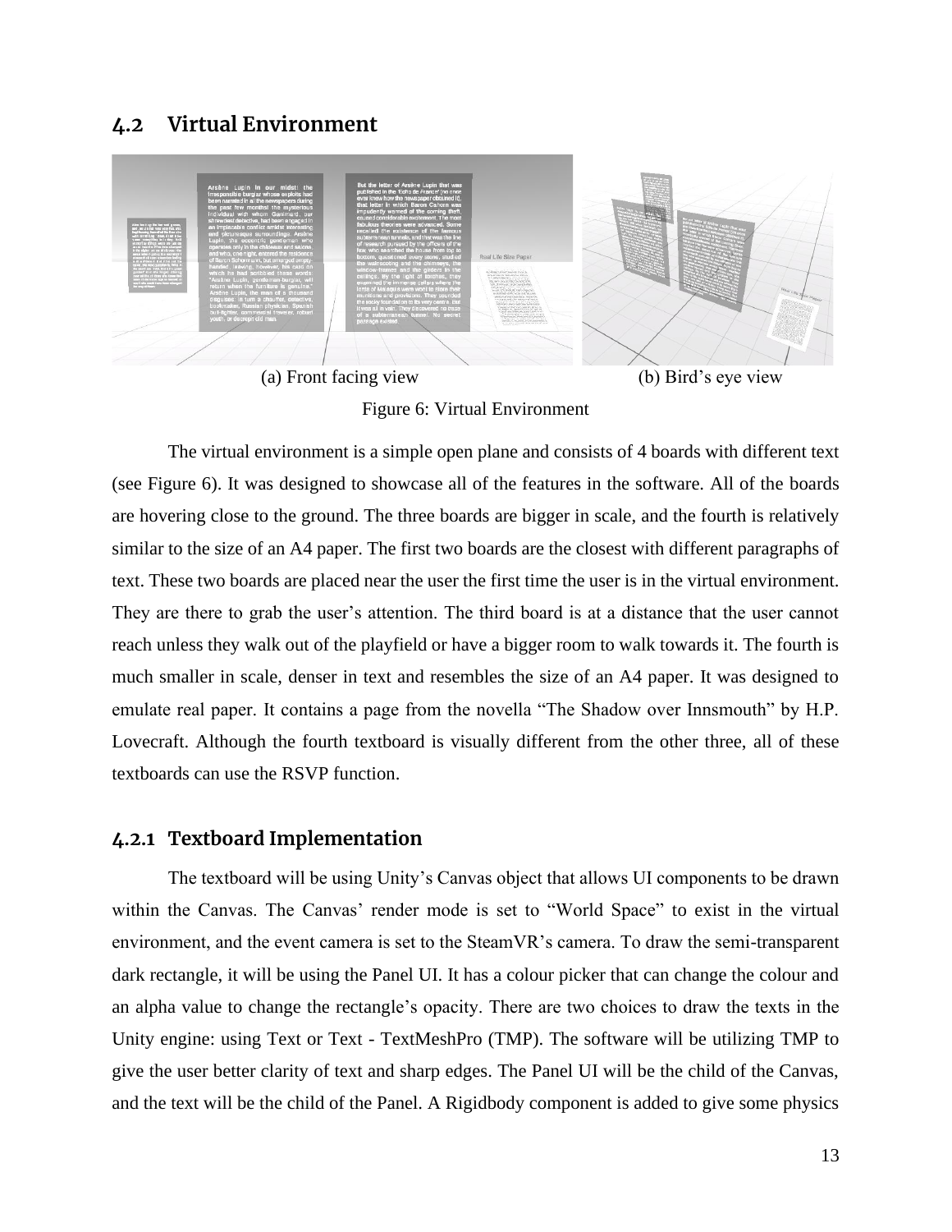## 4.2 Virtual Environment

(a) Front facing view (b) Bird's eye view

Figure 6: Virtual Environment

The virtual environment is a simple open plane and consists of 4 boards with different text (see Figure 6). It was designed to showcase all of the features in the software. All of the boards are hovering close to the ground. The three boards are bigger in scale, and the fourth is relatively similar to the size of an A4 paper. The first two boards are the closest with different paragraphs of text. These two boards are placed near the user the first time the user is in the virtual environment. They are there to grab the user's attention. The third board is at a distance that the user cannot reach unless they walk out of the playfield or have a bigger room to walk towards it. The fourth is much smaller in scale, denser in text and resembles the size of an A4 paper. It was designed to emulate real paper. It contains a page from the novella "The Shadow over Innsmouth" by H.P. Lovecraft. Although the fourth textboard is visually different from the other three, all of these textboards can use the RSVP function.

### 4.2.1 Textboard Implementation

The textboard will be using Unity's Canvas object that allows UI components to be drawn within the Canvas. The Canvas' render mode is set to "World Space" to exist in the virtual environment, and the event camera is set to the SteamVR's camera. To draw the semi-transparent dark rectangle, it will be using the Panel UI. It has a colour picker that can change the colour and an alpha value to change the rectangle's opacity. There are two choices to draw the texts in the Unity engine: using Text or Text - TextMeshPro (TMP). The software will be utilizing TMP to give the user better clarity of text and sharp edges. The Panel UI will be the child of the Canvas, and the text will be the child of the Panel. A Rigidbody component is added to give some physics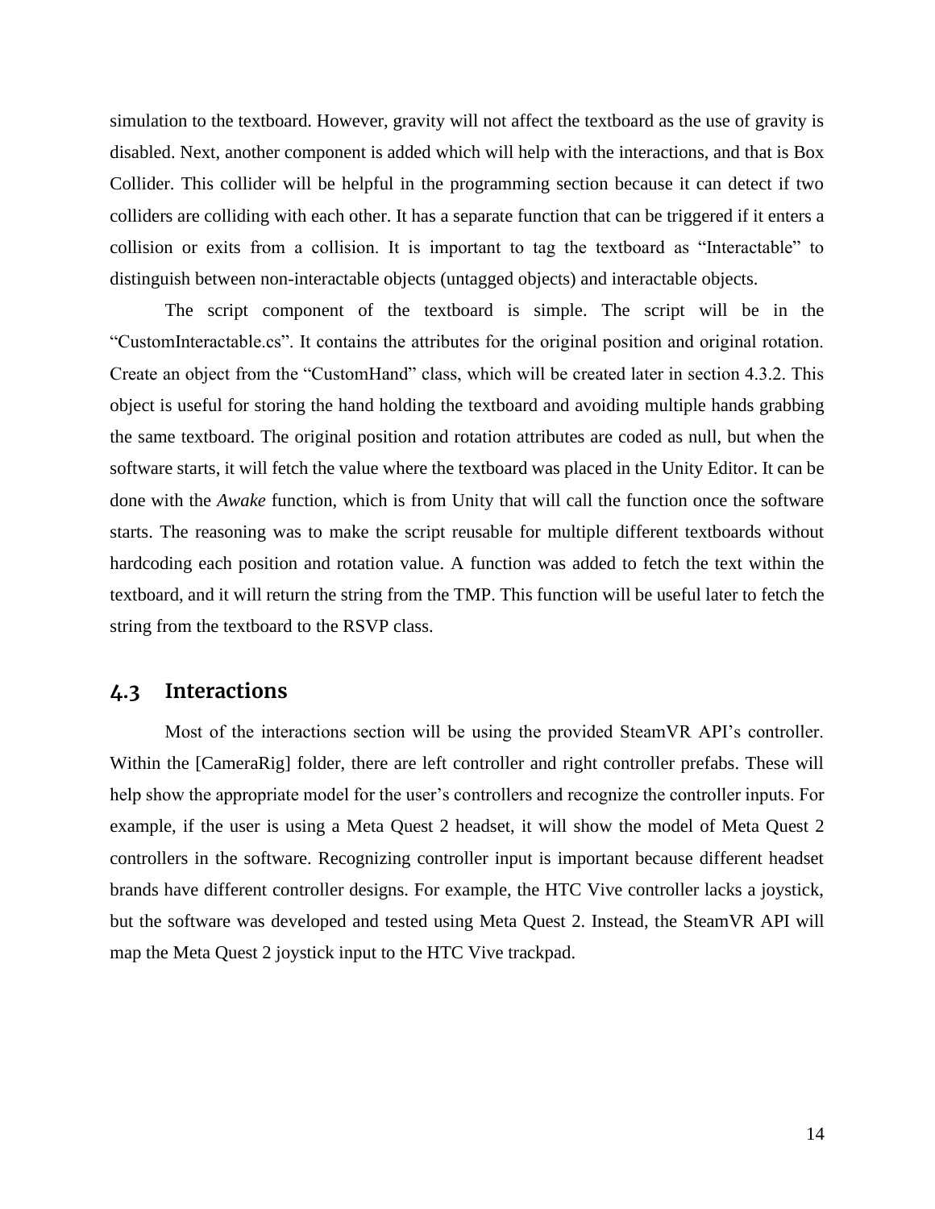simulation to the textboard. However, gravity will not affect the textboard as the use of gravity is disabled. Next, another component is added which will help with the interactions, and that is Box Collider. This collider will be helpful in the programming section because it can detect if two colliders are colliding with each other. It has a separate function that can be triggered if it enters a collision or exits from a collision. It is important to tag the textboard as “Interactable” to distinguish between non-interactable objects (untagged objects) and interactable objects.

The script component of the textboard is simple. The script will be in the “CustomInteractable.cs”. It contains the attributes for the original position and original rotation. Create an object from the “CustomHand” class, which will be created later in section 4.3.2. This object is useful for storing the hand holding the textboard and avoiding multiple hands grabbing the same textboard. The original position and rotation attributes are coded as null, but when the software starts, it will fetch the value where the textboard was placed in the Unity Editor. It can be done with the *Awake* function, which is from Unity that will call the function once the software starts. The reasoning was to make the script reusable for multiple different textboards without hardcoding each position and rotation value. A function was added to fetch the text within the textboard, and it will return the string from the TMP. This function will be useful later to fetch the string from the textboard to the RSVP class.

## 4.3 Interactions

Most of the interactions section will be using the provided SteamVR API’s controller. Within the [CameraRig] folder, there are left controller and right controller prefabs. These will help show the appropriate model for the user’s controllers and recognize the controller inputs. For example, if the user is using a Meta Quest 2 headset, it will show the model of Meta Quest 2 controllers in the software. Recognizing controller input is important because different headset brands have different controller designs. For example, the HTC Vive controller lacks a joystick, but the software was developed and tested using Meta Quest 2. Instead, the SteamVR API will map the Meta Quest 2 joystick input to the HTC Vive trackpad.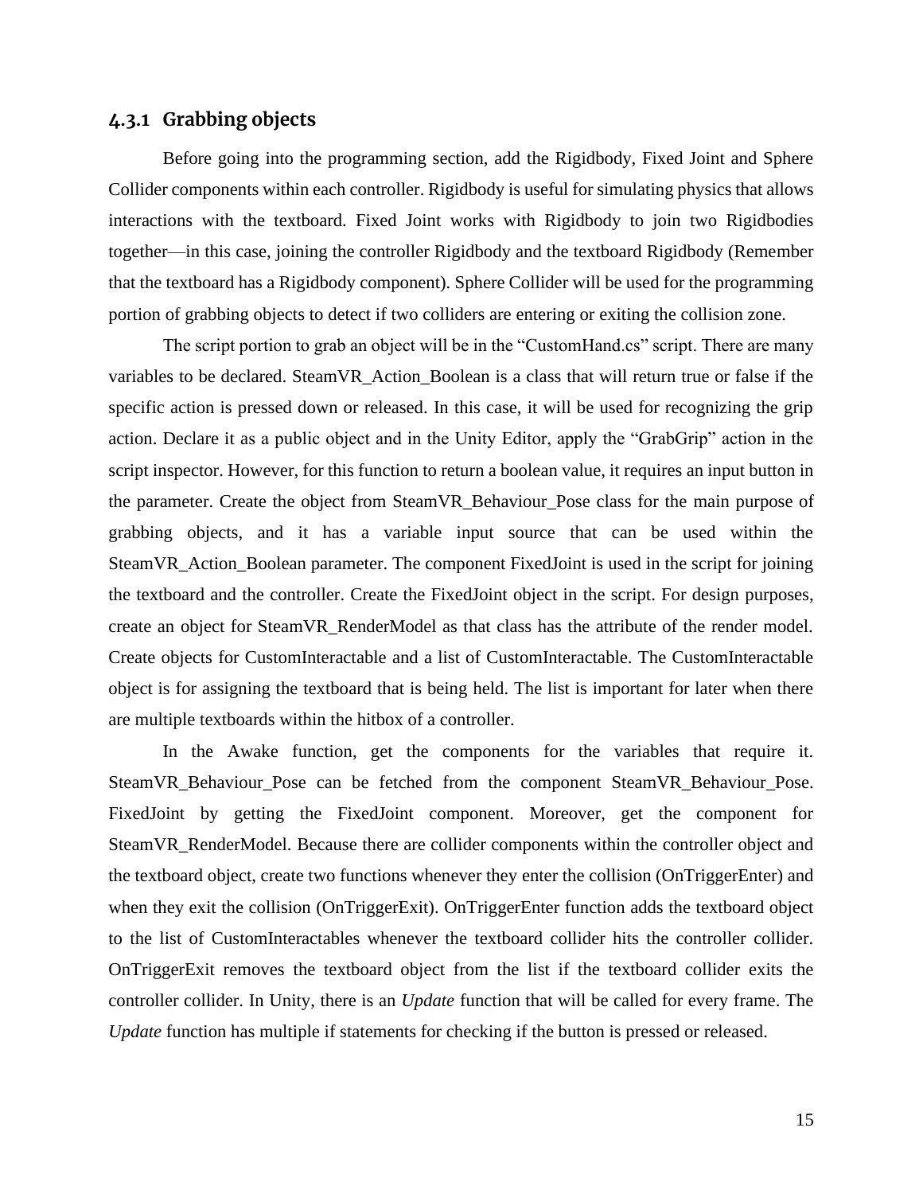### 4.3.1 Grabbing objects

Before going into the programming section, add the Rigidbody, Fixed Joint and Sphere Collider components within each controller. Rigidbody is useful for simulating physics that allows interactions with the textboard. Fixed Joint works with Rigidbody to join two Rigidbodies together—in this case, joining the controller Rigidbody and the textboard Rigidbody (Remember that the textboard has a Rigidbody component). Sphere Collider will be used for the programming portion of grabbing objects to detect if two colliders are entering or exiting the collision zone.

The script portion to grab an object will be in the "CustomHand.cs" script. There are many variables to be declared. SteamVR_Action_Boolean is a class that will return true or false if the specific action is pressed down or released. In this case, it will be used for recognizing the grip action. Declare it as a public object and in the Unity Editor, apply the "GrabGrip" action in the script inspector. However, for this function to return a boolean value, it requires an input button in the parameter. Create the object from SteamVR_Behaviour_Pose class for the main purpose of grabbing objects, and it has a variable input source that can be used within the SteamVR_Action_Boolean parameter. The component FixedJoint is used in the script for joining the textboard and the controller. Create the FixedJoint object in the script. For design purposes, create an object for SteamVR_RenderModel as that class has the attribute of the render model. Create objects for CustomInteractable and a list of CustomInteractable. The CustomInteractable object is for assigning the textboard that is being held. The list is important for later when there are multiple textboards within the hitbox of a controller.

In the Awake function, get the components for the variables that require it. SteamVR_Behaviour_Pose can be fetched from the component SteamVR_Behaviour_Pose. FixedJoint by getting the FixedJoint component. Moreover, get the component for SteamVR_RenderModel. Because there are collider components within the controller object and the textboard object, create two functions whenever they enter the collision (OnTriggerEnter) and when they exit the collision (OnTriggerExit). OnTriggerEnter function adds the textboard object to the list of CustomInteractables whenever the textboard collider hits the controller collider. OnTriggerExit removes the textboard object from the list if the textboard collider exits the controller collider. In Unity, there is an *Update* function that will be called for every frame. The *Update* function has multiple if statements for checking if the button is pressed or released.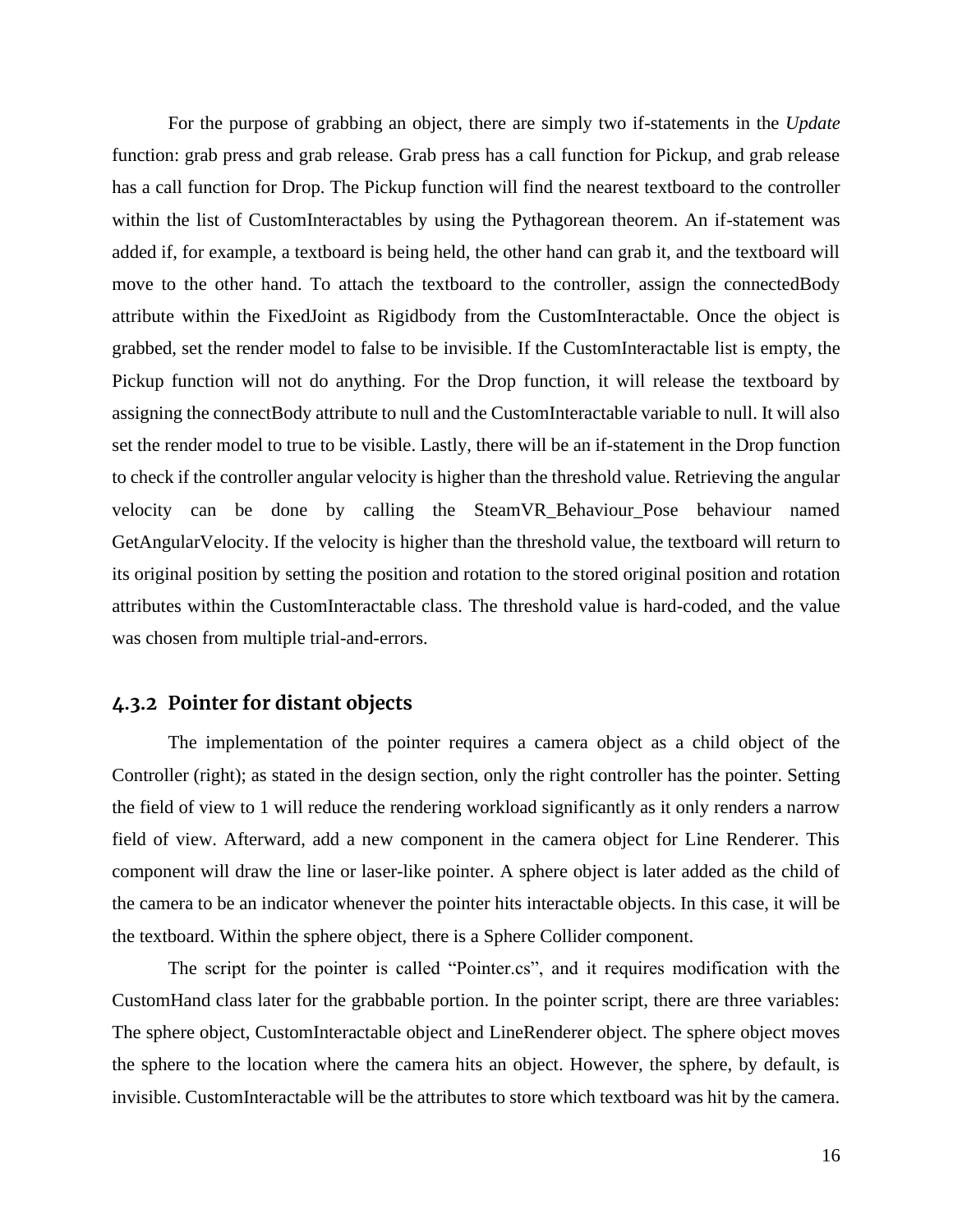For the purpose of grabbing an object, there are simply two if-statements in the *Update* function: grab press and grab release. Grab press has a call function for Pickup, and grab release has a call function for Drop. The Pickup function will find the nearest textboard to the controller within the list of CustomInteractables by using the Pythagorean theorem. An if-statement was added if, for example, a textboard is being held, the other hand can grab it, and the textboard will move to the other hand. To attach the textboard to the controller, assign the connectedBody attribute within the FixedJoint as Rigidbody from the CustomInteractable. Once the object is grabbed, set the render model to false to be invisible. If the CustomInteractable list is empty, the Pickup function will not do anything. For the Drop function, it will release the textboard by assigning the connectBody attribute to null and the CustomInteractable variable to null. It will also set the render model to true to be visible. Lastly, there will be an if-statement in the Drop function to check if the controller angular velocity is higher than the threshold value. Retrieving the angular velocity can be done by calling the SteamVR_Behaviour_Pose behaviour named GetAngularVelocity. If the velocity is higher than the threshold value, the textboard will return to its original position by setting the position and rotation to the stored original position and rotation attributes within the CustomInteractable class. The threshold value is hard-coded, and the value was chosen from multiple trial-and-errors.

### 4.3.2 Pointer for distant objects

The implementation of the pointer requires a camera object as a child object of the Controller (right); as stated in the design section, only the right controller has the pointer. Setting the field of view to 1 will reduce the rendering workload significantly as it only renders a narrow field of view. Afterward, add a new component in the camera object for Line Renderer. This component will draw the line or laser-like pointer. A sphere object is later added as the child of the camera to be an indicator whenever the pointer hits interactable objects. In this case, it will be the textboard. Within the sphere object, there is a Sphere Collider component.

The script for the pointer is called "Pointer.cs", and it requires modification with the CustomHand class later for the grabbable portion. In the pointer script, there are three variables: The sphere object, CustomInteractable object and LineRenderer object. The sphere object moves the sphere to the location where the camera hits an object. However, the sphere, by default, is invisible. CustomInteractable will be the attributes to store which textboard was hit by the camera.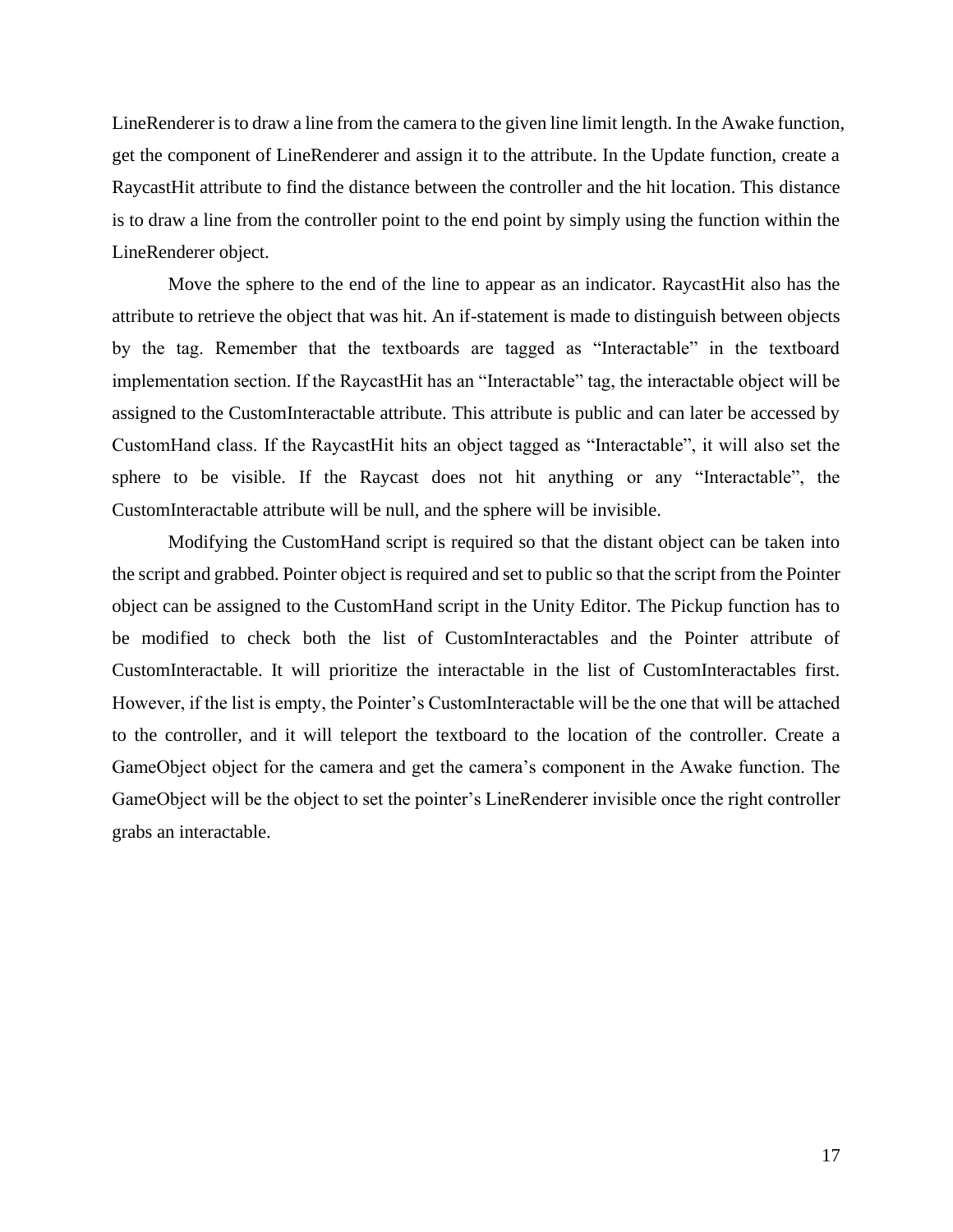LineRenderer is to draw a line from the camera to the given line limit length. In the Awake function, get the component of LineRenderer and assign it to the attribute. In the Update function, create a RaycastHit attribute to find the distance between the controller and the hit location. This distance is to draw a line from the controller point to the end point by simply using the function within the LineRenderer object.

Move the sphere to the end of the line to appear as an indicator. RaycastHit also has the attribute to retrieve the object that was hit. An if-statement is made to distinguish between objects by the tag. Remember that the textboards are tagged as "Interactable" in the textboard implementation section. If the RaycastHit has an "Interactable" tag, the interactable object will be assigned to the CustomInteractable attribute. This attribute is public and can later be accessed by CustomHand class. If the RaycastHit hits an object tagged as "Interactable", it will also set the sphere to be visible. If the Raycast does not hit anything or any "Interactable", the CustomInteractable attribute will be null, and the sphere will be invisible.

Modifying the CustomHand script is required so that the distant object can be taken into the script and grabbed. Pointer object is required and set to public so that the script from the Pointer object can be assigned to the CustomHand script in the Unity Editor. The Pickup function has to be modified to check both the list of CustomInteractables and the Pointer attribute of CustomInteractable. It will prioritize the interactable in the list of CustomInteractables first. However, if the list is empty, the Pointer's CustomInteractable will be the one that will be attached to the controller, and it will teleport the textboard to the location of the controller. Create a GameObject object for the camera and get the camera's component in the Awake function. The GameObject will be the object to set the pointer's LineRenderer invisible once the right controller grabs an interactable.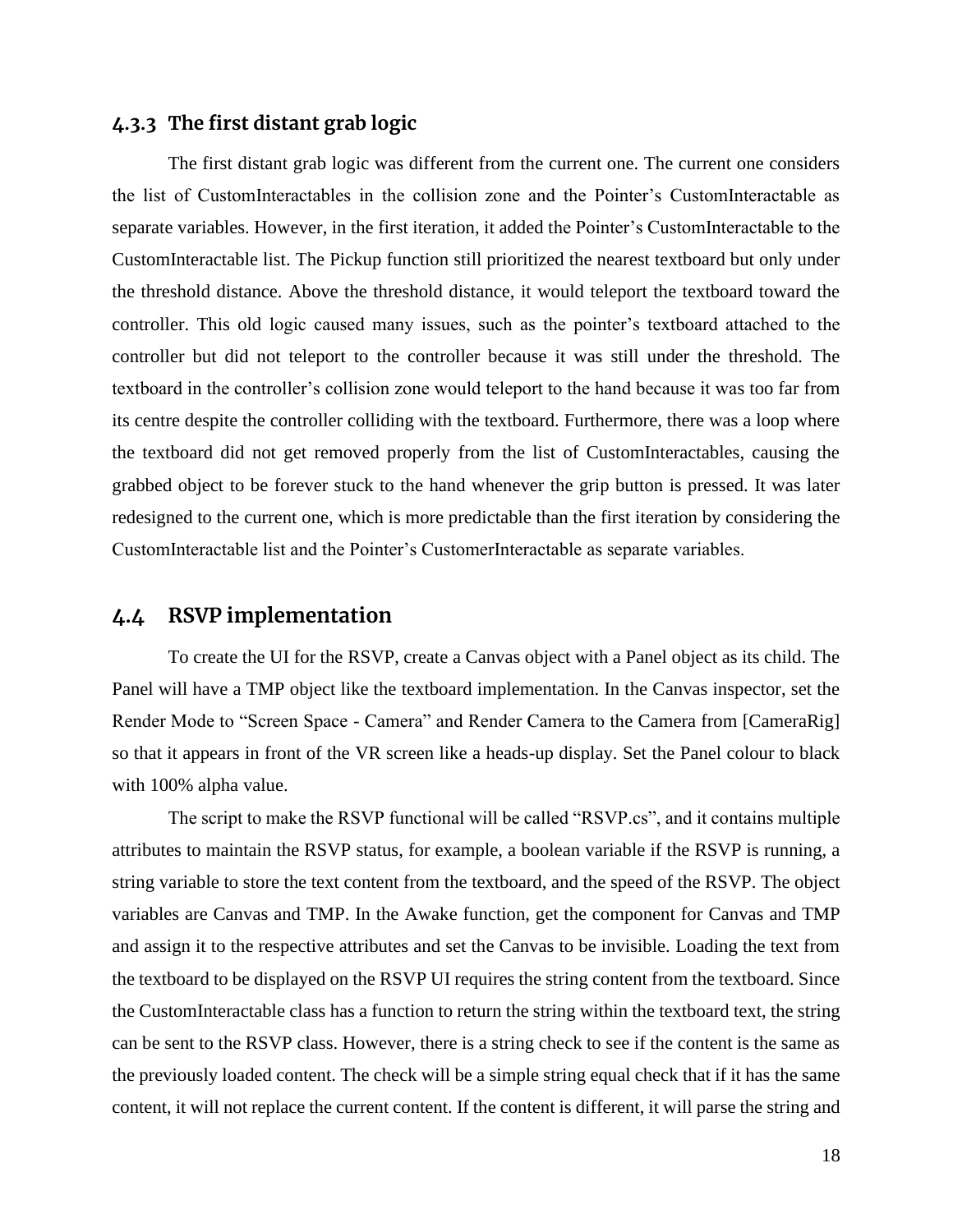### 4.3.3 The first distant grab logic

The first distant grab logic was different from the current one. The current one considers the list of CustomInteractables in the collision zone and the Pointer's CustomInteractable as separate variables. However, in the first iteration, it added the Pointer's CustomInteractable to the CustomInteractable list. The Pickup function still prioritized the nearest textboard but only under the threshold distance. Above the threshold distance, it would teleport the textboard toward the controller. This old logic caused many issues, such as the pointer's textboard attached to the controller but did not teleport to the controller because it was still under the threshold. The textboard in the controller's collision zone would teleport to the hand because it was too far from its centre despite the controller colliding with the textboard. Furthermore, there was a loop where the textboard did not get removed properly from the list of CustomInteractables, causing the grabbed object to be forever stuck to the hand whenever the grip button is pressed. It was later redesigned to the current one, which is more predictable than the first iteration by considering the CustomInteractable list and the Pointer's CustomerInteractable as separate variables.

## 4.4 RSVP implementation

To create the UI for the RSVP, create a Canvas object with a Panel object as its child. The Panel will have a TMP object like the textboard implementation. In the Canvas inspector, set the Render Mode to "Screen Space - Camera" and Render Camera to the Camera from [CameraRig] so that it appears in front of the VR screen like a heads-up display. Set the Panel colour to black with 100% alpha value.

The script to make the RSVP functional will be called "RSVP.cs", and it contains multiple attributes to maintain the RSVP status, for example, a boolean variable if the RSVP is running, a string variable to store the text content from the textboard, and the speed of the RSVP. The object variables are Canvas and TMP. In the Awake function, get the component for Canvas and TMP and assign it to the respective attributes and set the Canvas to be invisible. Loading the text from the textboard to be displayed on the RSVP UI requires the string content from the textboard. Since the CustomInteractable class has a function to return the string within the textboard text, the string can be sent to the RSVP class. However, there is a string check to see if the content is the same as the previously loaded content. The check will be a simple string equal check that if it has the same content, it will not replace the current content. If the content is different, it will parse the string and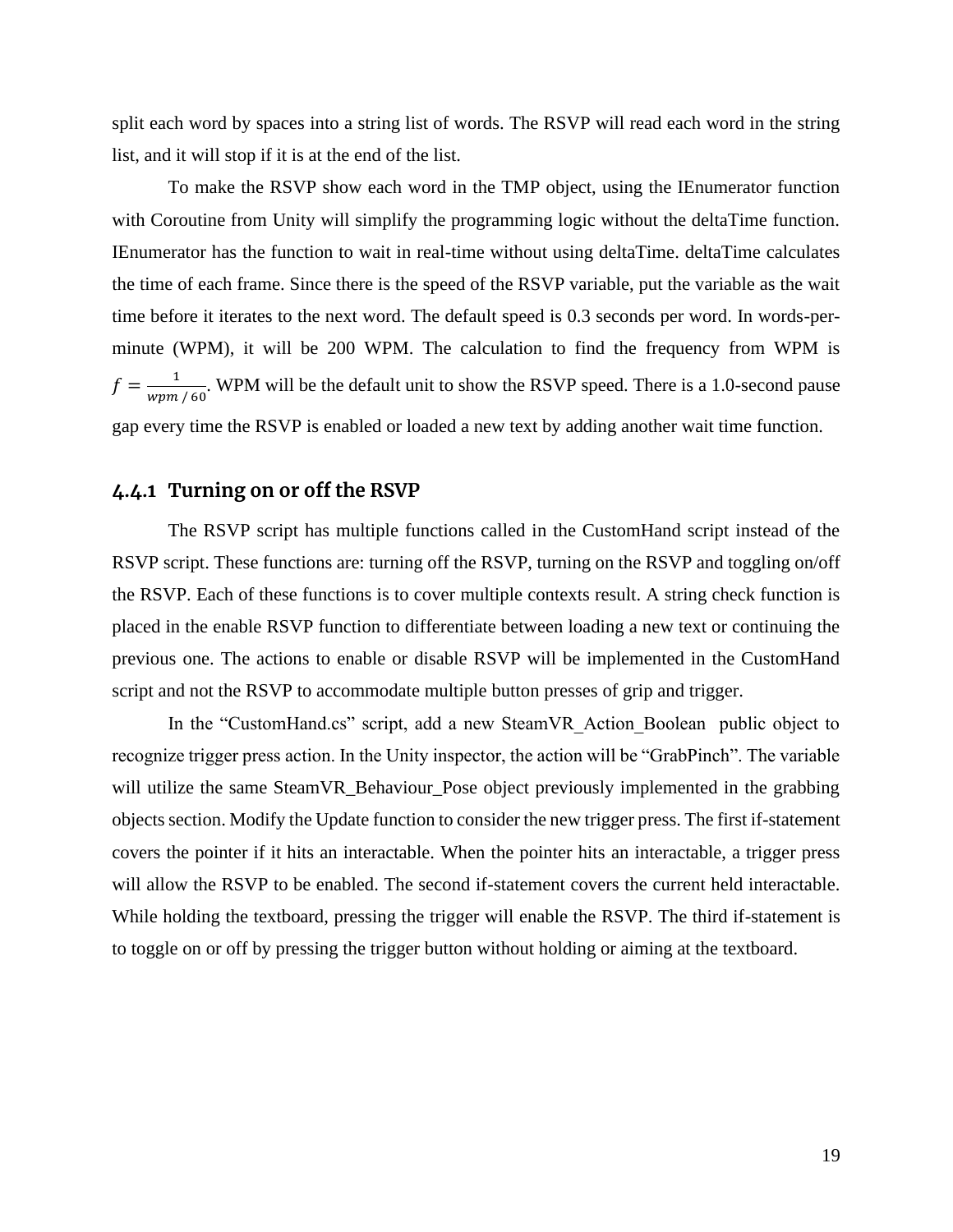split each word by spaces into a string list of words. The RSVP will read each word in the string list, and it will stop if it is at the end of the list.

To make the RSVP show each word in the TMP object, using the IEnumerator function with Coroutine from Unity will simplify the programming logic without the deltaTime function. IEnumerator has the function to wait in real-time without using deltaTime. deltaTime calculates the time of each frame. Since there is the speed of the RSVP variable, put the variable as the wait time before it iterates to the next word. The default speed is 0.3 seconds per word. In words-per-minute (WPM), it will be 200 WPM. The calculation to find the frequency from WPM is $f = \frac{1}{wpm\ /\ 60}$. WPM will be the default unit to show the RSVP speed. There is a 1.0-second pause gap every time the RSVP is enabled or loaded a new text by adding another wait time function.

### 4.4.1 Turning on or off the RSVP

The RSVP script has multiple functions called in the CustomHand script instead of the RSVP script. These functions are: turning off the RSVP, turning on the RSVP and toggling on/off the RSVP. Each of these functions is to cover multiple contexts result. A string check function is placed in the enable RSVP function to differentiate between loading a new text or continuing the previous one. The actions to enable or disable RSVP will be implemented in the CustomHand script and not the RSVP to accommodate multiple button presses of grip and trigger.

In the "CustomHand.cs" script, add a new SteamVR_Action_Boolean public object to recognize trigger press action. In the Unity inspector, the action will be "GrabPinch". The variable will utilize the same SteamVR_Behaviour_Pose object previously implemented in the grabbing objects section. Modify the Update function to consider the new trigger press. The first if-statement covers the pointer if it hits an interactable. When the pointer hits an interactable, a trigger press will allow the RSVP to be enabled. The second if-statement covers the current held interactable. While holding the textboard, pressing the trigger will enable the RSVP. The third if-statement is to toggle on or off by pressing the trigger button without holding or aiming at the textboard.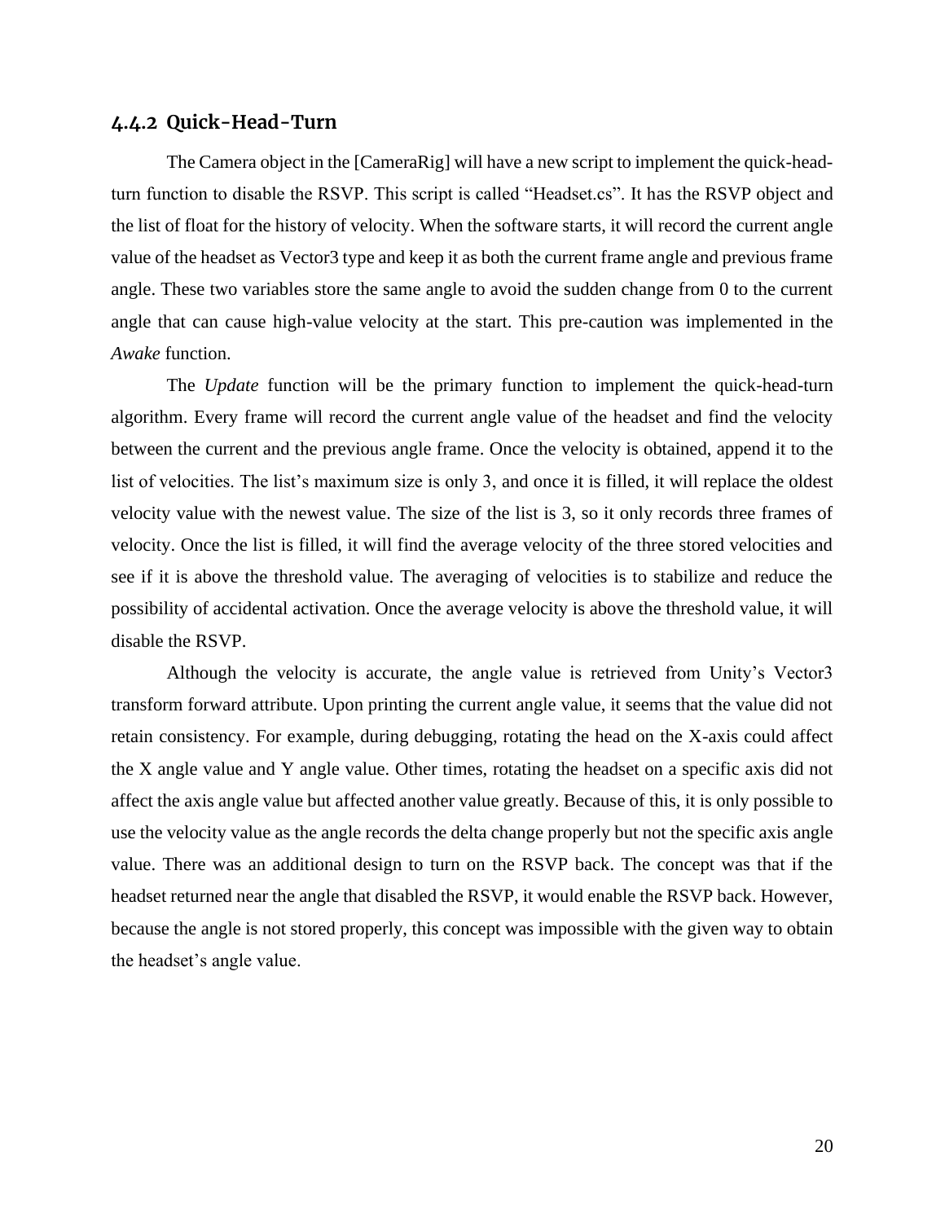### 4.4.2 Quick-Head-Turn

The Camera object in the [CameraRig] will have a new script to implement the quick-head-turn function to disable the RSVP. This script is called "Headset.cs". It has the RSVP object and the list of float for the history of velocity. When the software starts, it will record the current angle value of the headset as Vector3 type and keep it as both the current frame angle and previous frame angle. These two variables store the same angle to avoid the sudden change from 0 to the current angle that can cause high-value velocity at the start. This pre-caution was implemented in the *Awake* function.

The *Update* function will be the primary function to implement the quick-head-turn algorithm. Every frame will record the current angle value of the headset and find the velocity between the current and the previous angle frame. Once the velocity is obtained, append it to the list of velocities. The list's maximum size is only 3, and once it is filled, it will replace the oldest velocity value with the newest value. The size of the list is 3, so it only records three frames of velocity. Once the list is filled, it will find the average velocity of the three stored velocities and see if it is above the threshold value. The averaging of velocities is to stabilize and reduce the possibility of accidental activation. Once the average velocity is above the threshold value, it will disable the RSVP.

Although the velocity is accurate, the angle value is retrieved from Unity's Vector3 transform forward attribute. Upon printing the current angle value, it seems that the value did not retain consistency. For example, during debugging, rotating the head on the X-axis could affect the X angle value and Y angle value. Other times, rotating the headset on a specific axis did not affect the axis angle value but affected another value greatly. Because of this, it is only possible to use the velocity value as the angle records the delta change properly but not the specific axis angle value. There was an additional design to turn on the RSVP back. The concept was that if the headset returned near the angle that disabled the RSVP, it would enable the RSVP back. However, because the angle is not stored properly, this concept was impossible with the given way to obtain the headset's angle value.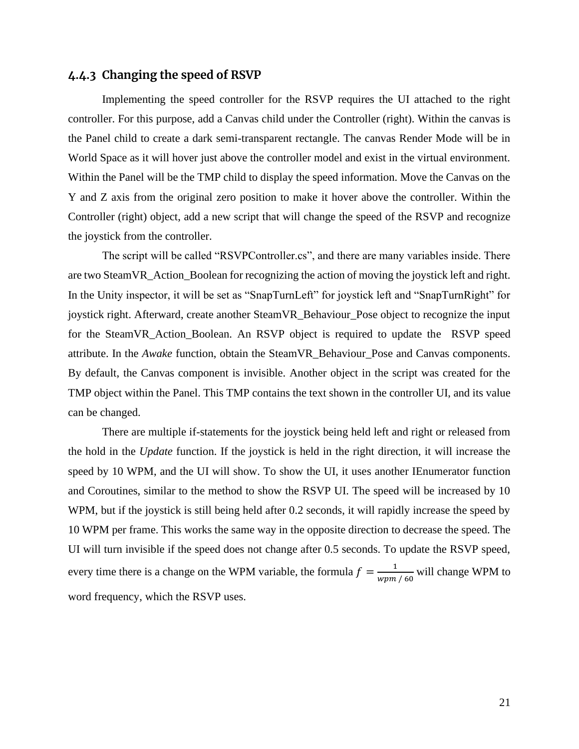### 4.4.3 Changing the speed of RSVP

Implementing the speed controller for the RSVP requires the UI attached to the right controller. For this purpose, add a Canvas child under the Controller (right). Within the canvas is the Panel child to create a dark semi-transparent rectangle. The canvas Render Mode will be in World Space as it will hover just above the controller model and exist in the virtual environment. Within the Panel will be the TMP child to display the speed information. Move the Canvas on the Y and Z axis from the original zero position to make it hover above the controller. Within the Controller (right) object, add a new script that will change the speed of the RSVP and recognize the joystick from the controller.

The script will be called "RSVPController.cs", and there are many variables inside. There are two SteamVR_Action_Boolean for recognizing the action of moving the joystick left and right. In the Unity inspector, it will be set as "SnapTurnLeft" for joystick left and "SnapTurnRight" for joystick right. Afterward, create another SteamVR_Behaviour_Pose object to recognize the input for the SteamVR_Action_Boolean. An RSVP object is required to update the RSVP speed attribute. In the *Awake* function, obtain the SteamVR_Behaviour_Pose and Canvas components. By default, the Canvas component is invisible. Another object in the script was created for the TMP object within the Panel. This TMP contains the text shown in the controller UI, and its value can be changed.

There are multiple if-statements for the joystick being held left and right or released from the hold in the *Update* function. If the joystick is held in the right direction, it will increase the speed by 10 WPM, and the UI will show. To show the UI, it uses another IEnumerator function and Coroutines, similar to the method to show the RSVP UI. The speed will be increased by 10 WPM, but if the joystick is still being held after 0.2 seconds, it will rapidly increase the speed by 10 WPM per frame. This works the same way in the opposite direction to decrease the speed. The UI will turn invisible if the speed does not change after 0.5 seconds. To update the RSVP speed, every time there is a change on the WPM variable, the formula $f = \frac{1}{wpm\ /\ 60}$ will change WPM to word frequency, which the RSVP uses.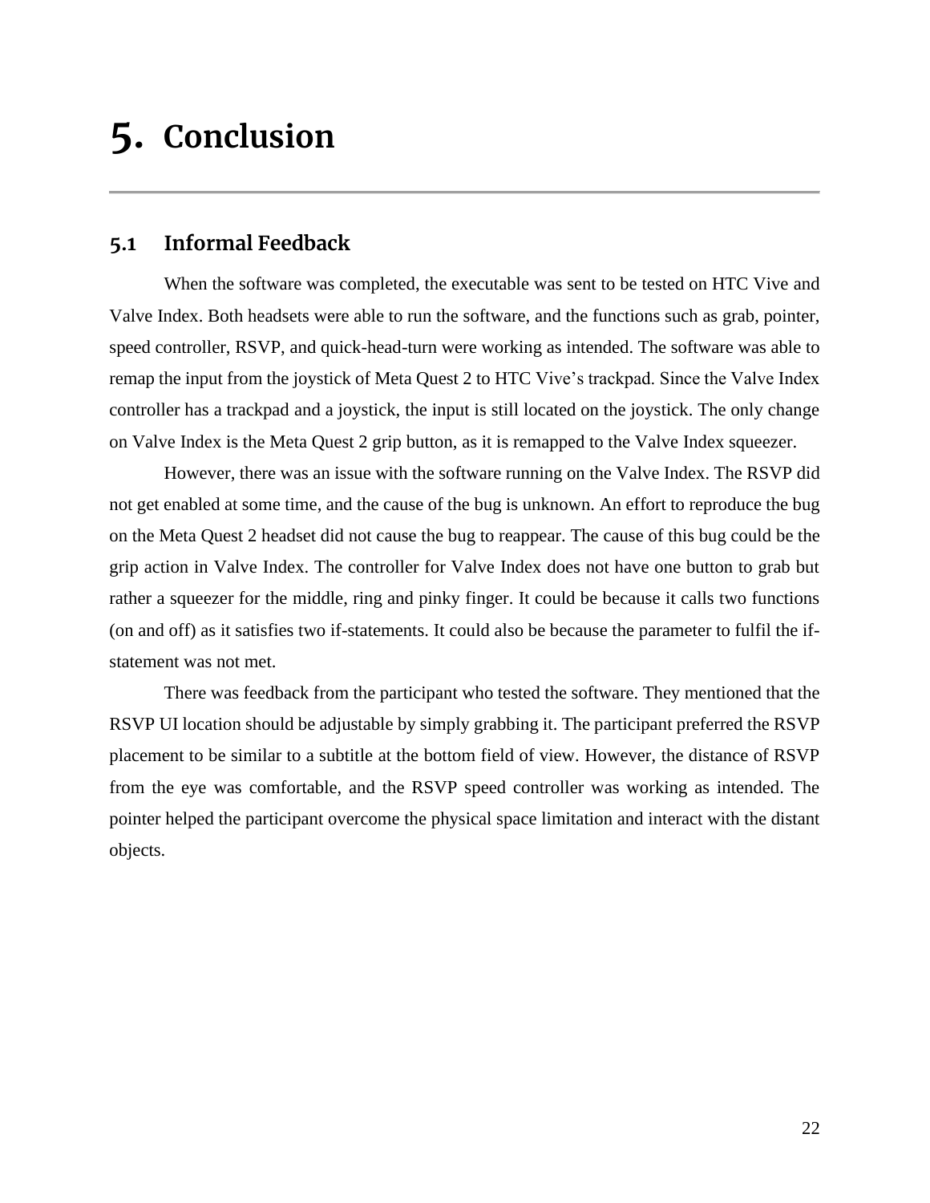# 5. Conclusion

## 5.1 Informal Feedback

When the software was completed, the executable was sent to be tested on HTC Vive and Valve Index. Both headsets were able to run the software, and the functions such as grab, pointer, speed controller, RSVP, and quick-head-turn were working as intended. The software was able to remap the input from the joystick of Meta Quest 2 to HTC Vive's trackpad. Since the Valve Index controller has a trackpad and a joystick, the input is still located on the joystick. The only change on Valve Index is the Meta Quest 2 grip button, as it is remapped to the Valve Index squeezer.

However, there was an issue with the software running on the Valve Index. The RSVP did not get enabled at some time, and the cause of the bug is unknown. An effort to reproduce the bug on the Meta Quest 2 headset did not cause the bug to reappear. The cause of this bug could be the grip action in Valve Index. The controller for Valve Index does not have one button to grab but rather a squeezer for the middle, ring and pinky finger. It could be because it calls two functions (on and off) as it satisfies two if-statements. It could also be because the parameter to fulfil the if-statement was not met.

There was feedback from the participant who tested the software. They mentioned that the RSVP UI location should be adjustable by simply grabbing it. The participant preferred the RSVP placement to be similar to a subtitle at the bottom field of view. However, the distance of RSVP from the eye was comfortable, and the RSVP speed controller was working as intended. The pointer helped the participant overcome the physical space limitation and interact with the distant objects.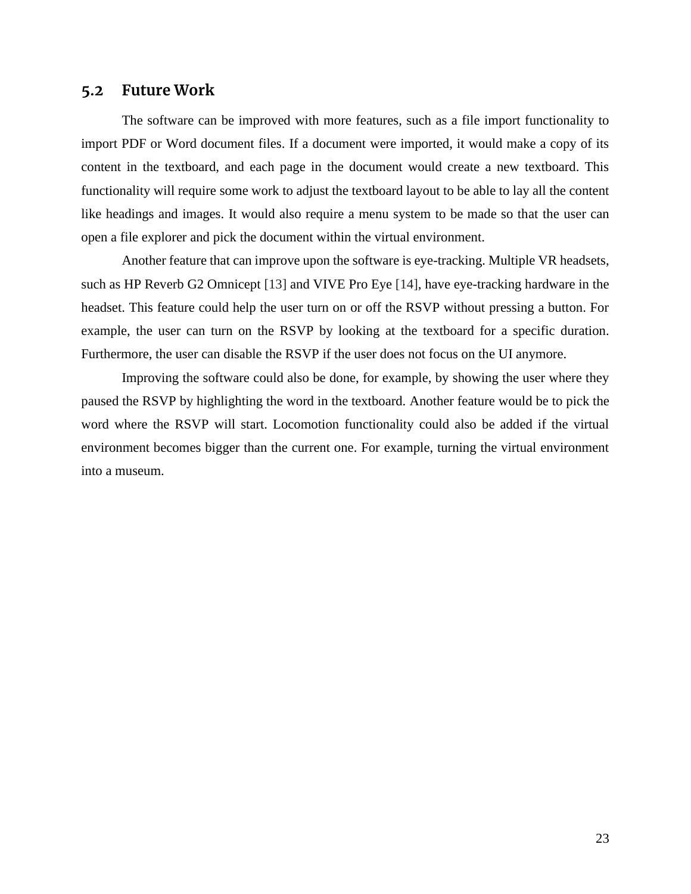## 5.2 Future Work

The software can be improved with more features, such as a file import functionality to import PDF or Word document files. If a document were imported, it would make a copy of its content in the textboard, and each page in the document would create a new textboard. This functionality will require some work to adjust the textboard layout to be able to lay all the content like headings and images. It would also require a menu system to be made so that the user can open a file explorer and pick the document within the virtual environment.

Another feature that can improve upon the software is eye-tracking. Multiple VR headsets, such as HP Reverb G2 Omnicept [13] and VIVE Pro Eye [14], have eye-tracking hardware in the headset. This feature could help the user turn on or off the RSVP without pressing a button. For example, the user can turn on the RSVP by looking at the textboard for a specific duration. Furthermore, the user can disable the RSVP if the user does not focus on the UI anymore.

Improving the software could also be done, for example, by showing the user where they paused the RSVP by highlighting the word in the textboard. Another feature would be to pick the word where the RSVP will start. Locomotion functionality could also be added if the virtual environment becomes bigger than the current one. For example, turning the virtual environment into a museum.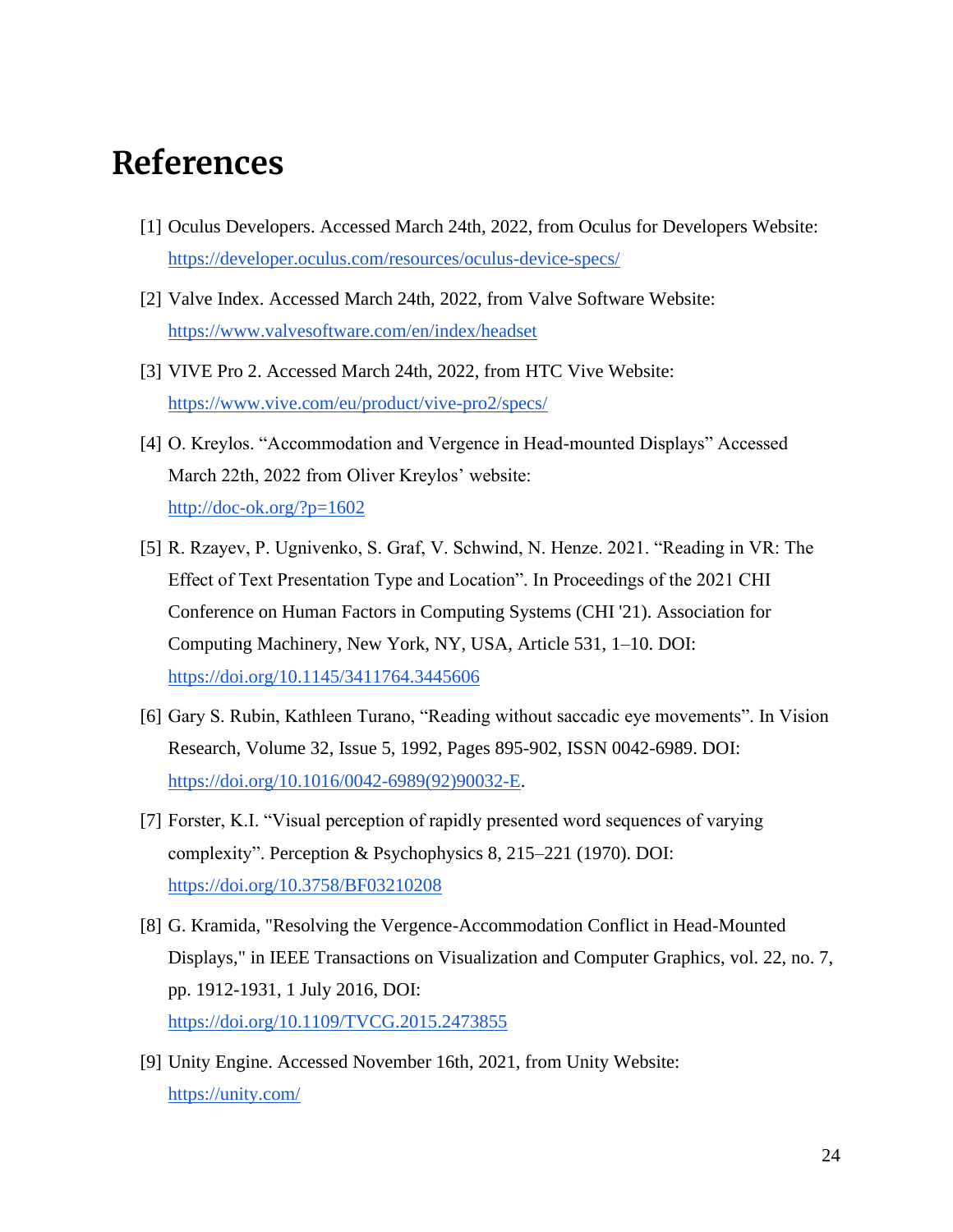# References

[1] Oculus Developers. Accessed March 24th, 2022, from Oculus for Developers Website: https://developer.oculus.com/resources/oculus-device-specs/

[2] Valve Index. Accessed March 24th, 2022, from Valve Software Website: https://www.valvesoftware.com/en/index/headset

[3] VIVE Pro 2. Accessed March 24th, 2022, from HTC Vive Website: https://www.vive.com/eu/product/vive-pro2/specs/

[4] O. Kreylos. "Accommodation and Vergence in Head-mounted Displays" Accessed March 22th, 2022 from Oliver Kreylos' website: http://doc-ok.org/?p=1602

[5] R. Rzayev, P. Ugnivenko, S. Graf, V. Schwind, N. Henze. 2021. "Reading in VR: The Effect of Text Presentation Type and Location". In Proceedings of the 2021 CHI Conference on Human Factors in Computing Systems (CHI '21). Association for Computing Machinery, New York, NY, USA, Article 531, 1–10. DOI: https://doi.org/10.1145/3411764.3445606

[6] Gary S. Rubin, Kathleen Turano, "Reading without saccadic eye movements". In Vision Research, Volume 32, Issue 5, 1992, Pages 895-902, ISSN 0042-6989. DOI: https://doi.org/10.1016/0042-6989(92)90032-E.

[7] Forster, K.I. "Visual perception of rapidly presented word sequences of varying complexity". Perception & Psychophysics 8, 215–221 (1970). DOI: https://doi.org/10.3758/BF03210208

[8] G. Kramida, "Resolving the Vergence-Accommodation Conflict in Head-Mounted Displays," in IEEE Transactions on Visualization and Computer Graphics, vol. 22, no. 7, pp. 1912-1931, 1 July 2016, DOI: https://doi.org/10.1109/TVCG.2015.2473855

[9] Unity Engine. Accessed November 16th, 2021, from Unity Website: https://unity.com/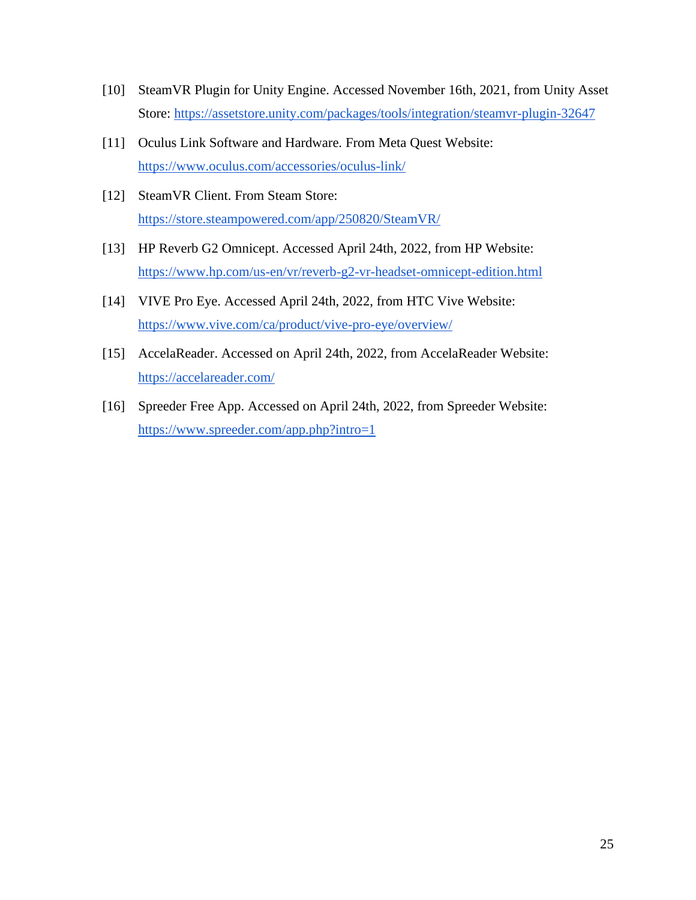[10] SteamVR Plugin for Unity Engine. Accessed November 16th, 2021, from Unity Asset Store: https://assetstore.unity.com/packages/tools/integration/steamvr-plugin-32647

[11] Oculus Link Software and Hardware. From Meta Quest Website: https://www.oculus.com/accessories/oculus-link/

[12] SteamVR Client. From Steam Store: https://store.steampowered.com/app/250820/SteamVR/

[13] HP Reverb G2 Omnicept. Accessed April 24th, 2022, from HP Website: https://www.hp.com/us-en/vr/reverb-g2-vr-headset-omnicept-edition.html

[14] VIVE Pro Eye. Accessed April 24th, 2022, from HTC Vive Website: https://www.vive.com/ca/product/vive-pro-eye/overview/

[15] AccelaReader. Accessed on April 24th, 2022, from AccelaReader Website: https://accelareader.com/

[16] Spreeder Free App. Accessed on April 24th, 2022, from Spreeder Website: https://www.spreeder.com/app.php?intro=1